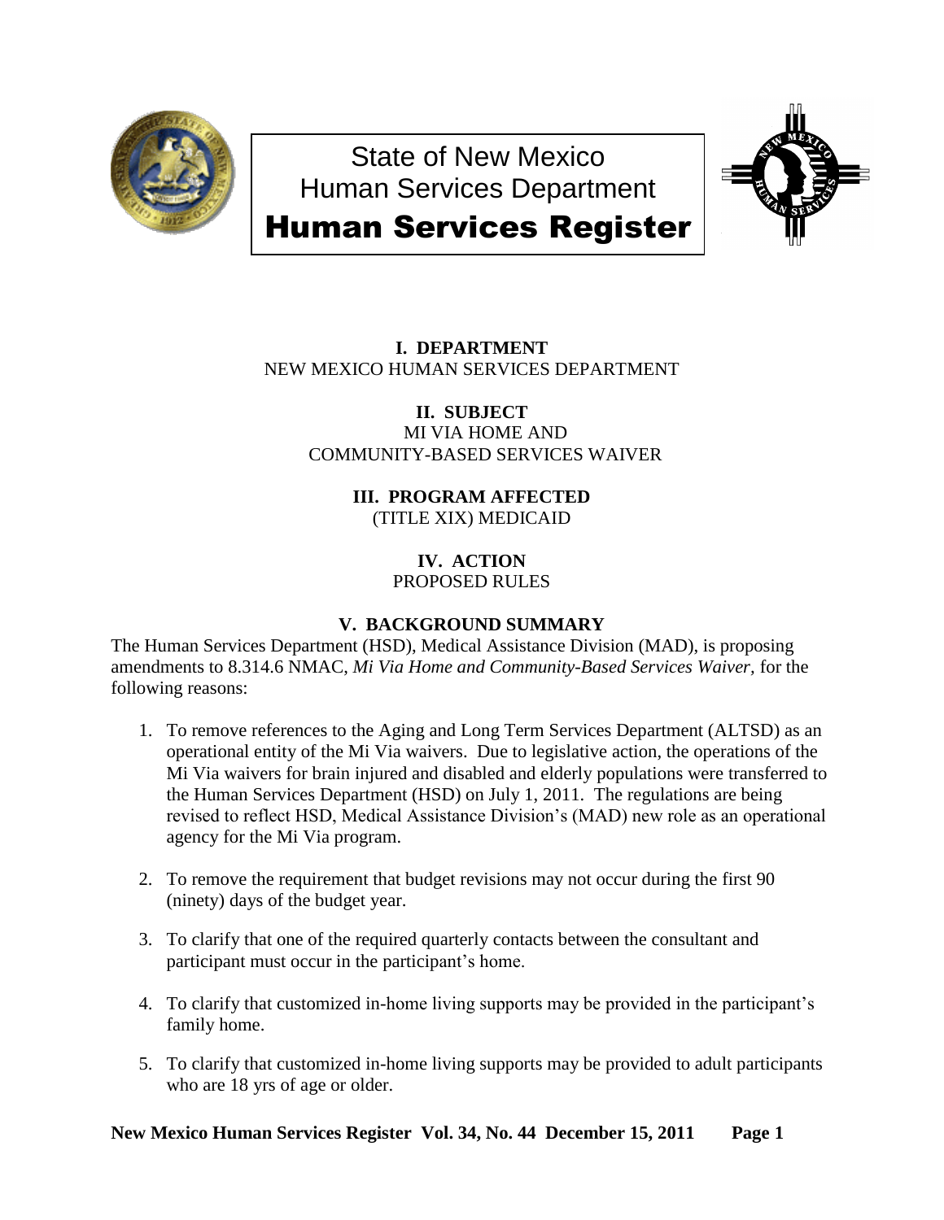# State of New Mexico
# Human Services Department
# Human Services Register

**I. DEPARTMENT**
NEW MEXICO HUMAN SERVICES DEPARTMENT

**II. SUBJECT**
MI VIA HOME AND COMMUNITY-BASED SERVICES WAIVER

**III. PROGRAM AFFECTED**
(TITLE XIX) MEDICAID

**IV. ACTION**
PROPOSED RULES

**V. BACKGROUND SUMMARY**

The Human Services Department (HSD), Medical Assistance Division (MAD), is proposing amendments to 8.314.6 NMAC, *Mi Via Home and Community-Based Services Waiver*, for the following reasons:

1. To remove references to the Aging and Long Term Services Department (ALTSD) as an operational entity of the Mi Via waivers. Due to legislative action, the operations of the Mi Via waivers for brain injured and disabled and elderly populations were transferred to the Human Services Department (HSD) on July 1, 2011. The regulations are being revised to reflect HSD, Medical Assistance Division's (MAD) new role as an operational agency for the Mi Via program.
2. To remove the requirement that budget revisions may not occur during the first 90 (ninety) days of the budget year.
3. To clarify that one of the required quarterly contacts between the consultant and participant must occur in the participant's home.
4. To clarify that customized in-home living supports may be provided in the participant's family home.
5. To clarify that customized in-home living supports may be provided to adult participants who are 18 yrs of age or older.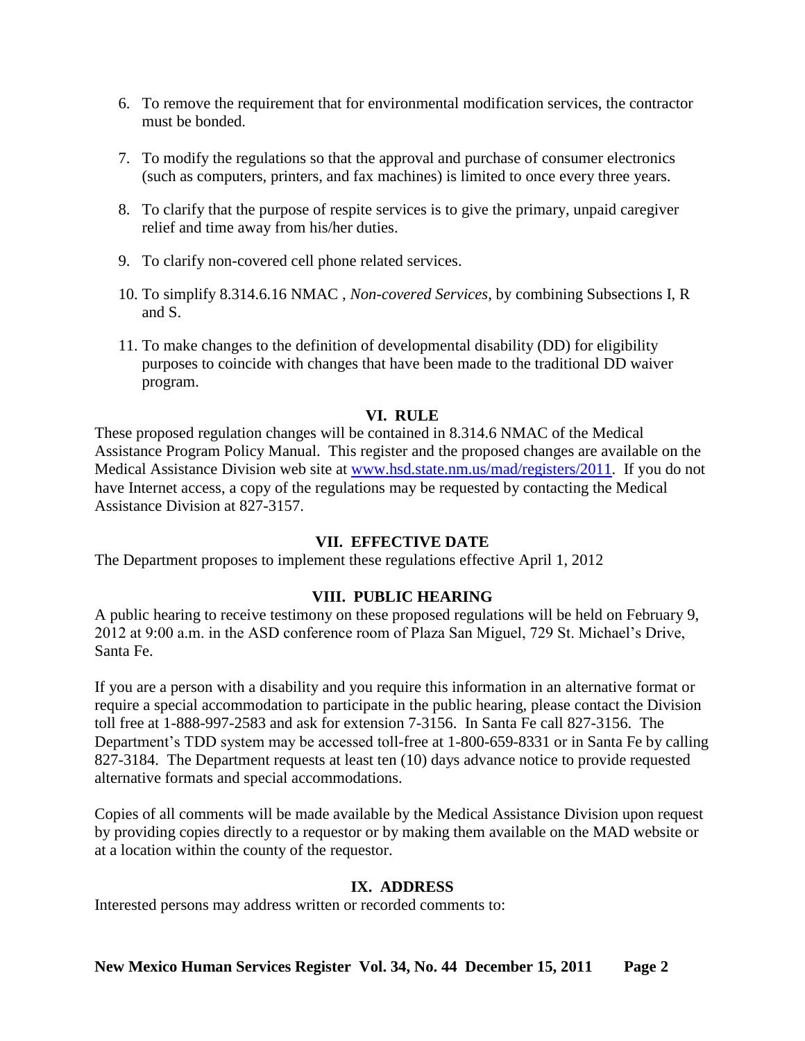6. To remove the requirement that for environmental modification services, the contractor must be bonded.

7. To modify the regulations so that the approval and purchase of consumer electronics (such as computers, printers, and fax machines) is limited to once every three years.

8. To clarify that the purpose of respite services is to give the primary, unpaid caregiver relief and time away from his/her duties.

9. To clarify non-covered cell phone related services.

10. To simplify 8.314.6.16 NMAC , *Non-covered Services*, by combining Subsections I, R and S.

11. To make changes to the definition of developmental disability (DD) for eligibility purposes to coincide with changes that have been made to the traditional DD waiver program.

## VI. RULE

These proposed regulation changes will be contained in 8.314.6 NMAC of the Medical Assistance Program Policy Manual. This register and the proposed changes are available on the Medical Assistance Division web site at [www.hsd.state.nm.us/mad/registers/2011](www.hsd.state.nm.us/mad/registers/2011). If you do not have Internet access, a copy of the regulations may be requested by contacting the Medical Assistance Division at 827-3157.

## VII. EFFECTIVE DATE

The Department proposes to implement these regulations effective April 1, 2012

## VIII. PUBLIC HEARING

A public hearing to receive testimony on these proposed regulations will be held on February 9, 2012 at 9:00 a.m. in the ASD conference room of Plaza San Miguel, 729 St. Michael's Drive, Santa Fe.

If you are a person with a disability and you require this information in an alternative format or require a special accommodation to participate in the public hearing, please contact the Division toll free at 1-888-997-2583 and ask for extension 7-3156. In Santa Fe call 827-3156. The Department's TDD system may be accessed toll-free at 1-800-659-8331 or in Santa Fe by calling 827-3184. The Department requests at least ten (10) days advance notice to provide requested alternative formats and special accommodations.

Copies of all comments will be made available by the Medical Assistance Division upon request by providing copies directly to a requestor or by making them available on the MAD website or at a location within the county of the requestor.

## IX. ADDRESS

Interested persons may address written or recorded comments to: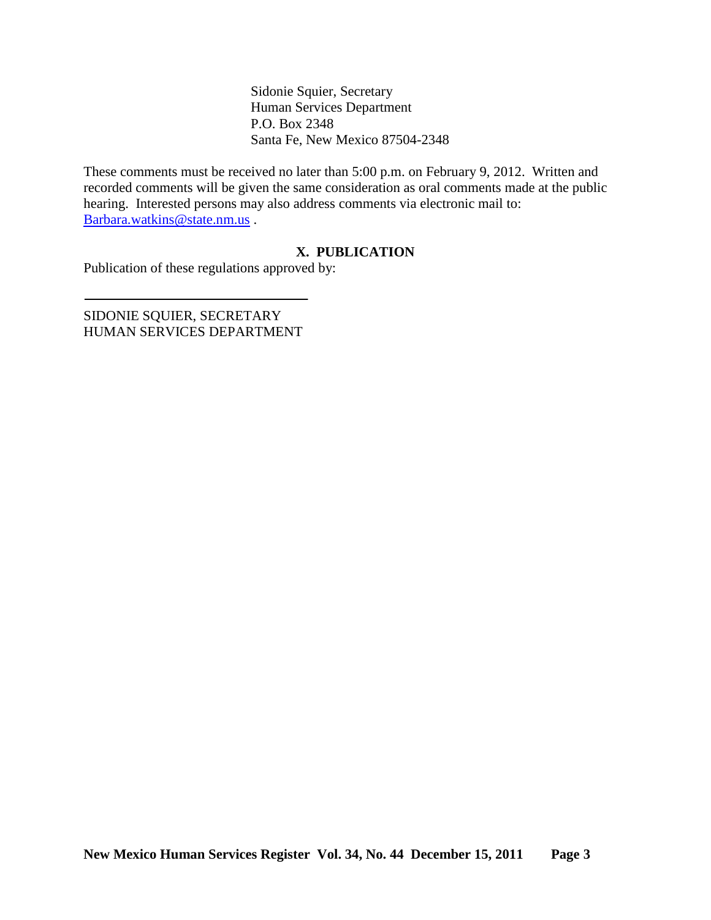Sidonie Squier, Secretary
Human Services Department
P.O. Box 2348
Santa Fe, New Mexico 87504-2348

These comments must be received no later than 5:00 p.m. on February 9, 2012. Written and recorded comments will be given the same consideration as oral comments made at the public hearing. Interested persons may also address comments via electronic mail to: Barbara.watkins@state.nm.us .

## X. PUBLICATION

Publication of these regulations approved by:

\_\_\_\_\_\_\_\_\_\_\_\_\_\_\_\_\_\_\_\_\_\_\_\_\_\_\_\_\_\_\_\_

SIDONIE SQUIER, SECRETARY
HUMAN SERVICES DEPARTMENT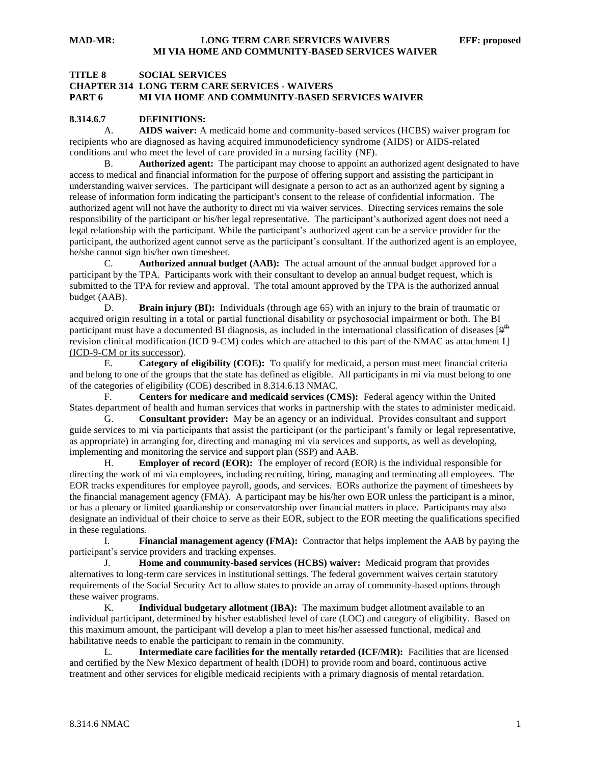# TITLE 8 SOCIAL SERVICES
## CHAPTER 314 LONG TERM CARE SERVICES - WAIVERS
## PART 6 MI VIA HOME AND COMMUNITY-BASED SERVICES WAIVER

**8.314.6.7 DEFINITIONS:**

A. **AIDS waiver:** A medicaid home and community-based services (HCBS) waiver program for recipients who are diagnosed as having acquired immunodeficiency syndrome (AIDS) or AIDS-related conditions and who meet the level of care provided in a nursing facility (NF).

B. **Authorized agent:** The participant may choose to appoint an authorized agent designated to have access to medical and financial information for the purpose of offering support and assisting the participant in understanding waiver services. The participant will designate a person to act as an authorized agent by signing a release of information form indicating the participant's consent to the release of confidential information. The authorized agent will not have the authority to direct mi via waiver services. Directing services remains the sole responsibility of the participant or his/her legal representative. The participant's authorized agent does not need a legal relationship with the participant. While the participant's authorized agent can be a service provider for the participant, the authorized agent cannot serve as the participant's consultant. If the authorized agent is an employee, he/she cannot sign his/her own timesheet.

C. **Authorized annual budget (AAB):** The actual amount of the annual budget approved for a participant by the TPA. Participants work with their consultant to develop an annual budget request, which is submitted to the TPA for review and approval. The total amount approved by the TPA is the authorized annual budget (AAB).

D. **Brain injury (BI):** Individuals (through age 65) with an injury to the brain of traumatic or acquired origin resulting in a total or partial functional disability or psychosocial impairment or both. The BI participant must have a documented BI diagnosis, as included in the international classification of diseases [~~9th revision clinical modification (ICD 9-CM) codes which are attached to this part of the NMAC as attachment I~~] (ICD-9-CM or its successor).

E. **Category of eligibility (COE):** To qualify for medicaid, a person must meet financial criteria and belong to one of the groups that the state has defined as eligible. All participants in mi via must belong to one of the categories of eligibility (COE) described in 8.314.6.13 NMAC.

F. **Centers for medicare and medicaid services (CMS):** Federal agency within the United States department of health and human services that works in partnership with the states to administer medicaid.

G. **Consultant provider:** May be an agency or an individual. Provides consultant and support guide services to mi via participants that assist the participant (or the participant's family or legal representative, as appropriate) in arranging for, directing and managing mi via services and supports, as well as developing, implementing and monitoring the service and support plan (SSP) and AAB.

H. **Employer of record (EOR):** The employer of record (EOR) is the individual responsible for directing the work of mi via employees, including recruiting, hiring, managing and terminating all employees. The EOR tracks expenditures for employee payroll, goods, and services. EORs authorize the payment of timesheets by the financial management agency (FMA). A participant may be his/her own EOR unless the participant is a minor, or has a plenary or limited guardianship or conservatorship over financial matters in place. Participants may also designate an individual of their choice to serve as their EOR, subject to the EOR meeting the qualifications specified in these regulations.

I. **Financial management agency (FMA):** Contractor that helps implement the AAB by paying the participant's service providers and tracking expenses.

J. **Home and community-based services (HCBS) waiver:** Medicaid program that provides alternatives to long-term care services in institutional settings. The federal government waives certain statutory requirements of the Social Security Act to allow states to provide an array of community-based options through these waiver programs.

K. **Individual budgetary allotment (IBA):** The maximum budget allotment available to an individual participant, determined by his/her established level of care (LOC) and category of eligibility. Based on this maximum amount, the participant will develop a plan to meet his/her assessed functional, medical and habilitative needs to enable the participant to remain in the community.

L. **Intermediate care facilities for the mentally retarded (ICF/MR):** Facilities that are licensed and certified by the New Mexico department of health (DOH) to provide room and board, continuous active treatment and other services for eligible medicaid recipients with a primary diagnosis of mental retardation.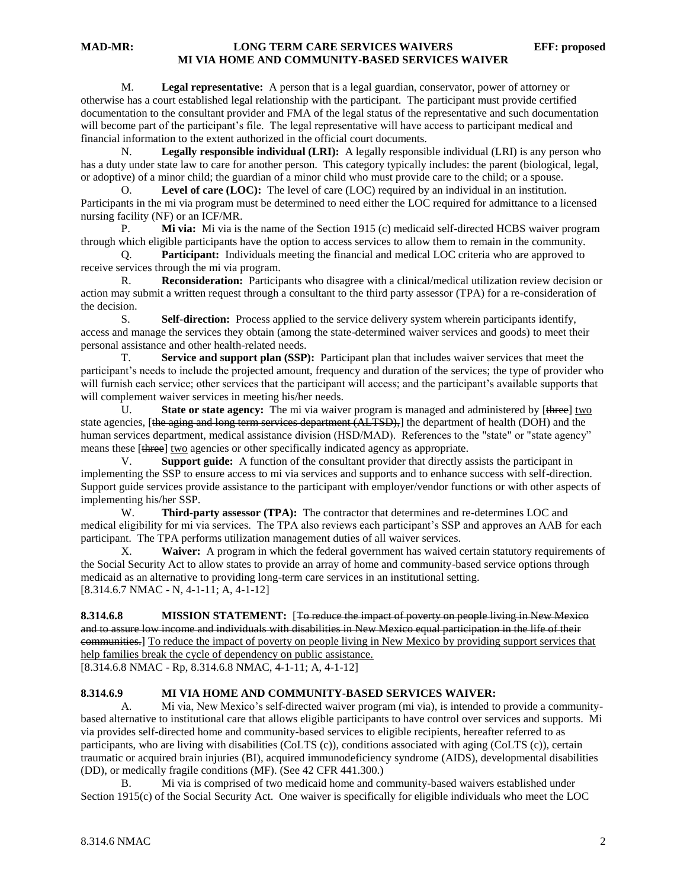M. **Legal representative:** A person that is a legal guardian, conservator, power of attorney or otherwise has a court established legal relationship with the participant. The participant must provide certified documentation to the consultant provider and FMA of the legal status of the representative and such documentation will become part of the participant's file. The legal representative will have access to participant medical and financial information to the extent authorized in the official court documents.

N. **Legally responsible individual (LRI):** A legally responsible individual (LRI) is any person who has a duty under state law to care for another person. This category typically includes: the parent (biological, legal, or adoptive) of a minor child; the guardian of a minor child who must provide care to the child; or a spouse.

O. **Level of care (LOC):** The level of care (LOC) required by an individual in an institution. Participants in the mi via program must be determined to need either the LOC required for admittance to a licensed nursing facility (NF) or an ICF/MR.

P. **Mi via:** Mi via is the name of the Section 1915 (c) medicaid self-directed HCBS waiver program through which eligible participants have the option to access services to allow them to remain in the community.

Q. **Participant:** Individuals meeting the financial and medical LOC criteria who are approved to receive services through the mi via program.

R. **Reconsideration:** Participants who disagree with a clinical/medical utilization review decision or action may submit a written request through a consultant to the third party assessor (TPA) for a re-consideration of the decision.

S. **Self-direction:** Process applied to the service delivery system wherein participants identify, access and manage the services they obtain (among the state-determined waiver services and goods) to meet their personal assistance and other health-related needs.

T. **Service and support plan (SSP):** Participant plan that includes waiver services that meet the participant's needs to include the projected amount, frequency and duration of the services; the type of provider who will furnish each service; other services that the participant will access; and the participant's available supports that will complement waiver services in meeting his/her needs.

U. **State or state agency:** The mi via waiver program is managed and administered by [~~three~~] two state agencies, [~~the aging and long term services department (ALTSD),~~] the department of health (DOH) and the human services department, medical assistance division (HSD/MAD). References to the "state" or "state agency" means these [~~three~~] two agencies or other specifically indicated agency as appropriate.

V. **Support guide:** A function of the consultant provider that directly assists the participant in implementing the SSP to ensure access to mi via services and supports and to enhance success with self-direction. Support guide services provide assistance to the participant with employer/vendor functions or with other aspects of implementing his/her SSP.

W. **Third-party assessor (TPA):** The contractor that determines and re-determines LOC and medical eligibility for mi via services. The TPA also reviews each participant's SSP and approves an AAB for each participant. The TPA performs utilization management duties of all waiver services.

X. **Waiver:** A program in which the federal government has waived certain statutory requirements of the Social Security Act to allow states to provide an array of home and community-based service options through medicaid as an alternative to providing long-term care services in an institutional setting.

[8.314.6.7 NMAC - N, 4-1-11; A, 4-1-12]

**8.314.6.8 MISSION STATEMENT:** [~~To reduce the impact of poverty on people living in New Mexico and to assure low income and individuals with disabilities in New Mexico equal participation in the life of their communities.~~] <u>To reduce the impact of poverty on people living in New Mexico by providing support services that help families break the cycle of dependency on public assistance.</u>

[8.314.6.8 NMAC - Rp, 8.314.6.8 NMAC, 4-1-11; A, 4-1-12]

**8.314.6.9 MI VIA HOME AND COMMUNITY-BASED SERVICES WAIVER:**

A. Mi via, New Mexico's self-directed waiver program (mi via), is intended to provide a community-based alternative to institutional care that allows eligible participants to have control over services and supports. Mi via provides self-directed home and community-based services to eligible recipients, hereafter referred to as participants, who are living with disabilities (CoLTS (c)), conditions associated with aging (CoLTS (c)), certain traumatic or acquired brain injuries (BI), acquired immunodeficiency syndrome (AIDS), developmental disabilities (DD), or medically fragile conditions (MF). (See 42 CFR 441.300.)

B. Mi via is comprised of two medicaid home and community-based waivers established under Section 1915(c) of the Social Security Act. One waiver is specifically for eligible individuals who meet the LOC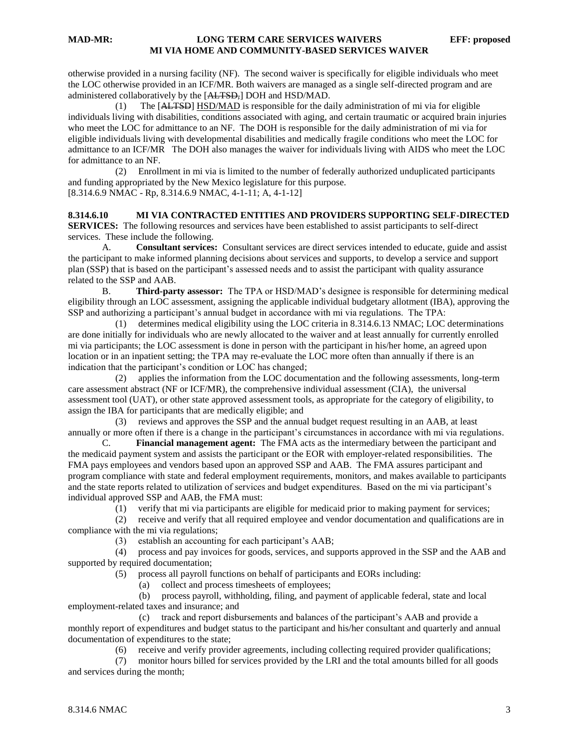otherwise provided in a nursing facility (NF). The second waiver is specifically for eligible individuals who meet the LOC otherwise provided in an ICF/MR. Both waivers are managed as a single self-directed program and are administered collaboratively by the [~~ALTSD,~~] DOH and HSD/MAD.

(1) The [~~ALTSD~~] HSD/MAD is responsible for the daily administration of mi via for eligible individuals living with disabilities, conditions associated with aging, and certain traumatic or acquired brain injuries who meet the LOC for admittance to an NF. The DOH is responsible for the daily administration of mi via for eligible individuals living with developmental disabilities and medically fragile conditions who meet the LOC for admittance to an ICF/MR The DOH also manages the waiver for individuals living with AIDS who meet the LOC for admittance to an NF.

(2) Enrollment in mi via is limited to the number of federally authorized unduplicated participants and funding appropriated by the New Mexico legislature for this purpose.

[8.314.6.9 NMAC - Rp, 8.314.6.9 NMAC, 4-1-11; A, 4-1-12]

**8.314.6.10 MI VIA CONTRACTED ENTITIES AND PROVIDERS SUPPORTING SELF-DIRECTED SERVICES:** The following resources and services have been established to assist participants to self-direct services. These include the following.

A. **Consultant services:** Consultant services are direct services intended to educate, guide and assist the participant to make informed planning decisions about services and supports, to develop a service and support plan (SSP) that is based on the participant's assessed needs and to assist the participant with quality assurance related to the SSP and AAB.

B. **Third-party assessor:** The TPA or HSD/MAD's designee is responsible for determining medical eligibility through an LOC assessment, assigning the applicable individual budgetary allotment (IBA), approving the SSP and authorizing a participant's annual budget in accordance with mi via regulations. The TPA:

(1) determines medical eligibility using the LOC criteria in 8.314.6.13 NMAC; LOC determinations are done initially for individuals who are newly allocated to the waiver and at least annually for currently enrolled mi via participants; the LOC assessment is done in person with the participant in his/her home, an agreed upon location or in an inpatient setting; the TPA may re-evaluate the LOC more often than annually if there is an indication that the participant's condition or LOC has changed;

(2) applies the information from the LOC documentation and the following assessments, long-term care assessment abstract (NF or ICF/MR), the comprehensive individual assessment (CIA), the universal assessment tool (UAT), or other state approved assessment tools, as appropriate for the category of eligibility, to assign the IBA for participants that are medically eligible; and

(3) reviews and approves the SSP and the annual budget request resulting in an AAB, at least annually or more often if there is a change in the participant's circumstances in accordance with mi via regulations.

C. **Financial management agent:** The FMA acts as the intermediary between the participant and the medicaid payment system and assists the participant or the EOR with employer-related responsibilities. The FMA pays employees and vendors based upon an approved SSP and AAB. The FMA assures participant and program compliance with state and federal employment requirements, monitors, and makes available to participants and the state reports related to utilization of services and budget expenditures. Based on the mi via participant's individual approved SSP and AAB, the FMA must:

(1) verify that mi via participants are eligible for medicaid prior to making payment for services;

(2) receive and verify that all required employee and vendor documentation and qualifications are in compliance with the mi via regulations;

(3) establish an accounting for each participant's AAB;

(4) process and pay invoices for goods, services, and supports approved in the SSP and the AAB and supported by required documentation;

(5) process all payroll functions on behalf of participants and EORs including:

(a) collect and process timesheets of employees;

(b) process payroll, withholding, filing, and payment of applicable federal, state and local employment-related taxes and insurance; and

(c) track and report disbursements and balances of the participant's AAB and provide a monthly report of expenditures and budget status to the participant and his/her consultant and quarterly and annual documentation of expenditures to the state;

(6) receive and verify provider agreements, including collecting required provider qualifications;

(7) monitor hours billed for services provided by the LRI and the total amounts billed for all goods and services during the month;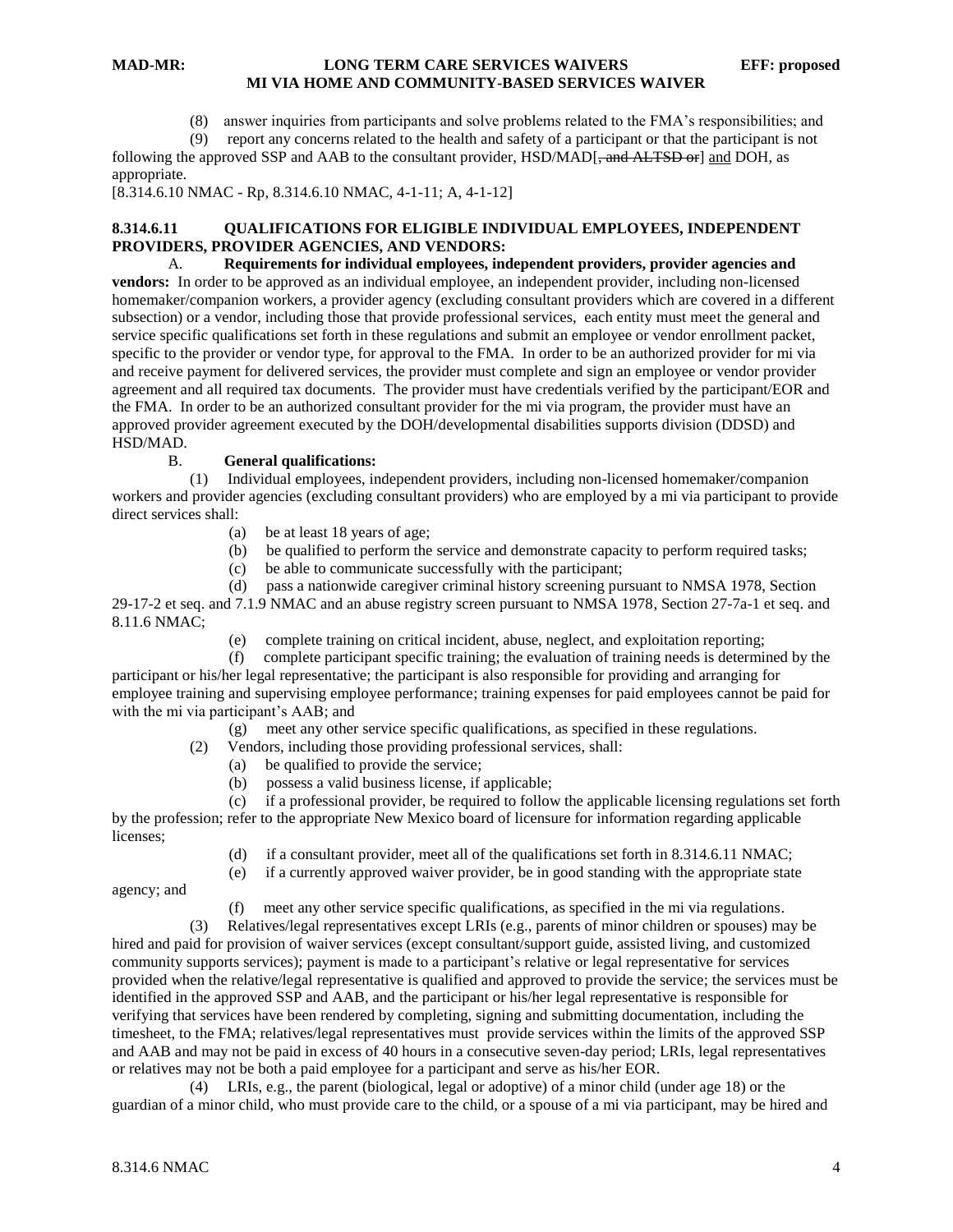(8) answer inquiries from participants and solve problems related to the FMA's responsibilities; and

(9) report any concerns related to the health and safety of a participant or that the participant is not following the approved SSP and AAB to the consultant provider, HSD/MAD[~~, and ALTSD or~~] and DOH, as appropriate.

[8.314.6.10 NMAC - Rp, 8.314.6.10 NMAC, 4-1-11; A, 4-1-12]

**8.314.6.11 QUALIFICATIONS FOR ELIGIBLE INDIVIDUAL EMPLOYEES, INDEPENDENT PROVIDERS, PROVIDER AGENCIES, AND VENDORS:**

A. **Requirements for individual employees, independent providers, provider agencies and vendors:** In order to be approved as an individual employee, an independent provider, including non-licensed homemaker/companion workers, a provider agency (excluding consultant providers which are covered in a different subsection) or a vendor, including those that provide professional services, each entity must meet the general and service specific qualifications set forth in these regulations and submit an employee or vendor enrollment packet, specific to the provider or vendor type, for approval to the FMA. In order to be an authorized provider for mi via and receive payment for delivered services, the provider must complete and sign an employee or vendor provider agreement and all required tax documents. The provider must have credentials verified by the participant/EOR and the FMA. In order to be an authorized consultant provider for the mi via program, the provider must have an approved provider agreement executed by the DOH/developmental disabilities supports division (DDSD) and HSD/MAD.

B. **General qualifications:**

(1) Individual employees, independent providers, including non-licensed homemaker/companion workers and provider agencies (excluding consultant providers) who are employed by a mi via participant to provide direct services shall:

(a) be at least 18 years of age;

(b) be qualified to perform the service and demonstrate capacity to perform required tasks;

(c) be able to communicate successfully with the participant;

(d) pass a nationwide caregiver criminal history screening pursuant to NMSA 1978, Section 29-17-2 et seq. and 7.1.9 NMAC and an abuse registry screen pursuant to NMSA 1978, Section 27-7a-1 et seq. and 8.11.6 NMAC;

(e) complete training on critical incident, abuse, neglect, and exploitation reporting;

(f) complete participant specific training; the evaluation of training needs is determined by the participant or his/her legal representative; the participant is also responsible for providing and arranging for employee training and supervising employee performance; training expenses for paid employees cannot be paid for with the mi via participant's AAB; and

(g) meet any other service specific qualifications, as specified in these regulations.

(2) Vendors, including those providing professional services, shall:

(a) be qualified to provide the service;

(b) possess a valid business license, if applicable;

(c) if a professional provider, be required to follow the applicable licensing regulations set forth by the profession; refer to the appropriate New Mexico board of licensure for information regarding applicable licenses;

(d) if a consultant provider, meet all of the qualifications set forth in 8.314.6.11 NMAC;

(e) if a currently approved waiver provider, be in good standing with the appropriate state agency; and

(f) meet any other service specific qualifications, as specified in the mi via regulations.

(3) Relatives/legal representatives except LRIs (e.g., parents of minor children or spouses) may be hired and paid for provision of waiver services (except consultant/support guide, assisted living, and customized community supports services); payment is made to a participant's relative or legal representative for services provided when the relative/legal representative is qualified and approved to provide the service; the services must be identified in the approved SSP and AAB, and the participant or his/her legal representative is responsible for verifying that services have been rendered by completing, signing and submitting documentation, including the timesheet, to the FMA; relatives/legal representatives must provide services within the limits of the approved SSP and AAB and may not be paid in excess of 40 hours in a consecutive seven-day period; LRIs, legal representatives or relatives may not be both a paid employee for a participant and serve as his/her EOR.

(4) LRIs, e.g., the parent (biological, legal or adoptive) of a minor child (under age 18) or the guardian of a minor child, who must provide care to the child, or a spouse of a mi via participant, may be hired and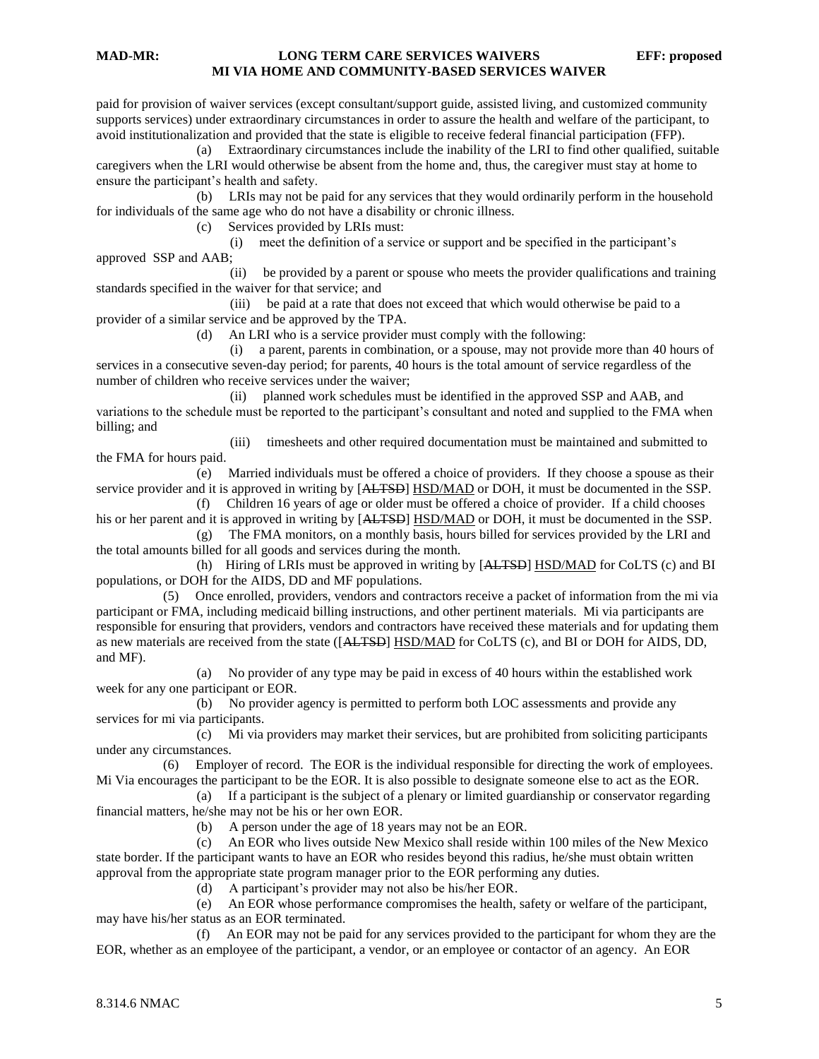paid for provision of waiver services (except consultant/support guide, assisted living, and customized community supports services) under extraordinary circumstances in order to assure the health and welfare of the participant, to avoid institutionalization and provided that the state is eligible to receive federal financial participation (FFP).

(a) Extraordinary circumstances include the inability of the LRI to find other qualified, suitable caregivers when the LRI would otherwise be absent from the home and, thus, the caregiver must stay at home to ensure the participant's health and safety.

(b) LRIs may not be paid for any services that they would ordinarily perform in the household for individuals of the same age who do not have a disability or chronic illness.

(c) Services provided by LRIs must:

(i) meet the definition of a service or support and be specified in the participant's approved SSP and AAB;

(ii) be provided by a parent or spouse who meets the provider qualifications and training standards specified in the waiver for that service; and

(iii) be paid at a rate that does not exceed that which would otherwise be paid to a provider of a similar service and be approved by the TPA.

(d) An LRI who is a service provider must comply with the following:

(i) a parent, parents in combination, or a spouse, may not provide more than 40 hours of services in a consecutive seven-day period; for parents, 40 hours is the total amount of service regardless of the number of children who receive services under the waiver;

(ii) planned work schedules must be identified in the approved SSP and AAB, and variations to the schedule must be reported to the participant's consultant and noted and supplied to the FMA when billing; and

(iii) timesheets and other required documentation must be maintained and submitted to the FMA for hours paid.

(e) Married individuals must be offered a choice of providers. If they choose a spouse as their service provider and it is approved in writing by [~~ALTSD~~] HSD/MAD or DOH, it must be documented in the SSP.

(f) Children 16 years of age or older must be offered a choice of provider. If a child chooses his or her parent and it is approved in writing by [~~ALTSD~~] HSD/MAD or DOH, it must be documented in the SSP.

(g) The FMA monitors, on a monthly basis, hours billed for services provided by the LRI and the total amounts billed for all goods and services during the month.

(h) Hiring of LRIs must be approved in writing by [~~ALTSD~~] HSD/MAD for CoLTS (c) and BI populations, or DOH for the AIDS, DD and MF populations.

(5) Once enrolled, providers, vendors and contractors receive a packet of information from the mi via participant or FMA, including medicaid billing instructions, and other pertinent materials. Mi via participants are responsible for ensuring that providers, vendors and contractors have received these materials and for updating them as new materials are received from the state ([~~ALTSD~~] HSD/MAD for CoLTS (c), and BI or DOH for AIDS, DD, and MF).

(a) No provider of any type may be paid in excess of 40 hours within the established work week for any one participant or EOR.

(b) No provider agency is permitted to perform both LOC assessments and provide any services for mi via participants.

(c) Mi via providers may market their services, but are prohibited from soliciting participants under any circumstances.

(6) Employer of record. The EOR is the individual responsible for directing the work of employees. Mi Via encourages the participant to be the EOR. It is also possible to designate someone else to act as the EOR.

(a) If a participant is the subject of a plenary or limited guardianship or conservator regarding financial matters, he/she may not be his or her own EOR.

(b) A person under the age of 18 years may not be an EOR.

(c) An EOR who lives outside New Mexico shall reside within 100 miles of the New Mexico state border. If the participant wants to have an EOR who resides beyond this radius, he/she must obtain written approval from the appropriate state program manager prior to the EOR performing any duties.

(d) A participant's provider may not also be his/her EOR.

(e) An EOR whose performance compromises the health, safety or welfare of the participant, may have his/her status as an EOR terminated.

(f) An EOR may not be paid for any services provided to the participant for whom they are the EOR, whether as an employee of the participant, a vendor, or an employee or contactor of an agency. An EOR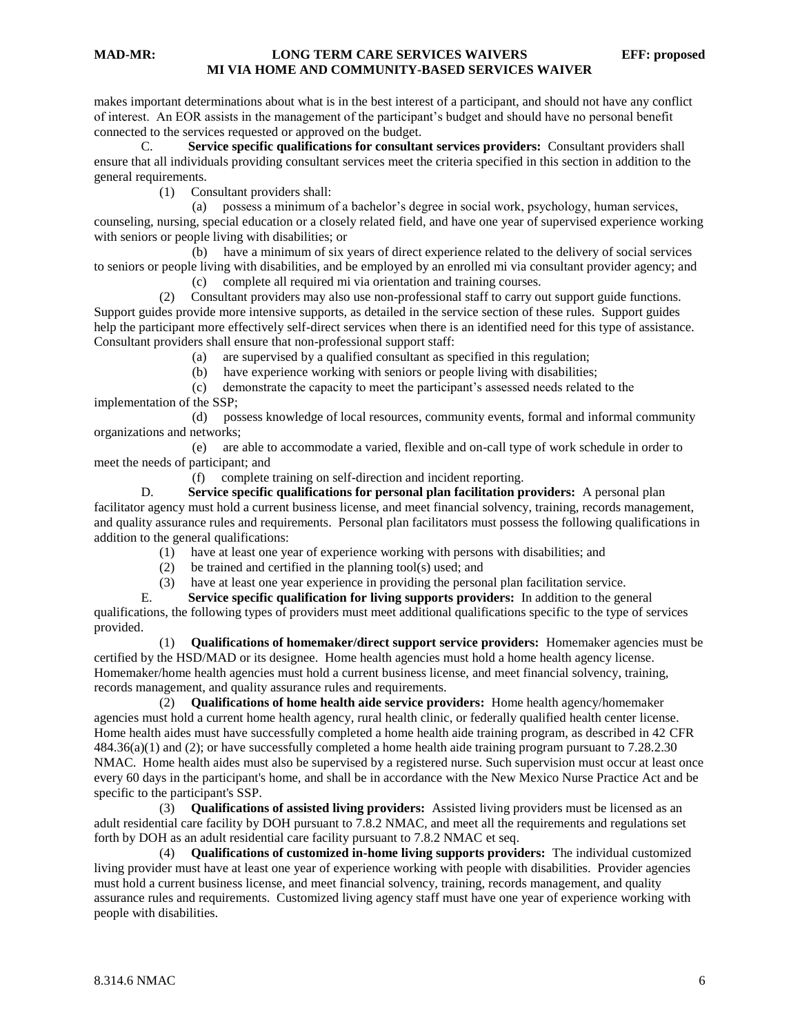makes important determinations about what is in the best interest of a participant, and should not have any conflict of interest. An EOR assists in the management of the participant's budget and should have no personal benefit connected to the services requested or approved on the budget.

C. **Service specific qualifications for consultant services providers:** Consultant providers shall ensure that all individuals providing consultant services meet the criteria specified in this section in addition to the general requirements.

(1) Consultant providers shall:

(a) possess a minimum of a bachelor's degree in social work, psychology, human services, counseling, nursing, special education or a closely related field, and have one year of supervised experience working with seniors or people living with disabilities; or

(b) have a minimum of six years of direct experience related to the delivery of social services to seniors or people living with disabilities, and be employed by an enrolled mi via consultant provider agency; and

(c) complete all required mi via orientation and training courses.

(2) Consultant providers may also use non-professional staff to carry out support guide functions. Support guides provide more intensive supports, as detailed in the service section of these rules. Support guides help the participant more effectively self-direct services when there is an identified need for this type of assistance. Consultant providers shall ensure that non-professional support staff:

(a) are supervised by a qualified consultant as specified in this regulation;

(b) have experience working with seniors or people living with disabilities;

(c) demonstrate the capacity to meet the participant's assessed needs related to the implementation of the SSP;

(d) possess knowledge of local resources, community events, formal and informal community organizations and networks;

(e) are able to accommodate a varied, flexible and on-call type of work schedule in order to meet the needs of participant; and

(f) complete training on self-direction and incident reporting.

D. **Service specific qualifications for personal plan facilitation providers:** A personal plan facilitator agency must hold a current business license, and meet financial solvency, training, records management, and quality assurance rules and requirements. Personal plan facilitators must possess the following qualifications in addition to the general qualifications:

(1) have at least one year of experience working with persons with disabilities; and

(2) be trained and certified in the planning tool(s) used; and

(3) have at least one year experience in providing the personal plan facilitation service.

E. **Service specific qualification for living supports providers:** In addition to the general qualifications, the following types of providers must meet additional qualifications specific to the type of services provided.

(1) **Qualifications of homemaker/direct support service providers:** Homemaker agencies must be certified by the HSD/MAD or its designee. Home health agencies must hold a home health agency license. Homemaker/home health agencies must hold a current business license, and meet financial solvency, training, records management, and quality assurance rules and requirements.

(2) **Qualifications of home health aide service providers:** Home health agency/homemaker agencies must hold a current home health agency, rural health clinic, or federally qualified health center license. Home health aides must have successfully completed a home health aide training program, as described in 42 CFR 484.36(a)(1) and (2); or have successfully completed a home health aide training program pursuant to 7.28.2.30 NMAC. Home health aides must also be supervised by a registered nurse. Such supervision must occur at least once every 60 days in the participant's home, and shall be in accordance with the New Mexico Nurse Practice Act and be specific to the participant's SSP.

(3) **Qualifications of assisted living providers:** Assisted living providers must be licensed as an adult residential care facility by DOH pursuant to 7.8.2 NMAC, and meet all the requirements and regulations set forth by DOH as an adult residential care facility pursuant to 7.8.2 NMAC et seq.

(4) **Qualifications of customized in-home living supports providers:** The individual customized living provider must have at least one year of experience working with people with disabilities. Provider agencies must hold a current business license, and meet financial solvency, training, records management, and quality assurance rules and requirements. Customized living agency staff must have one year of experience working with people with disabilities.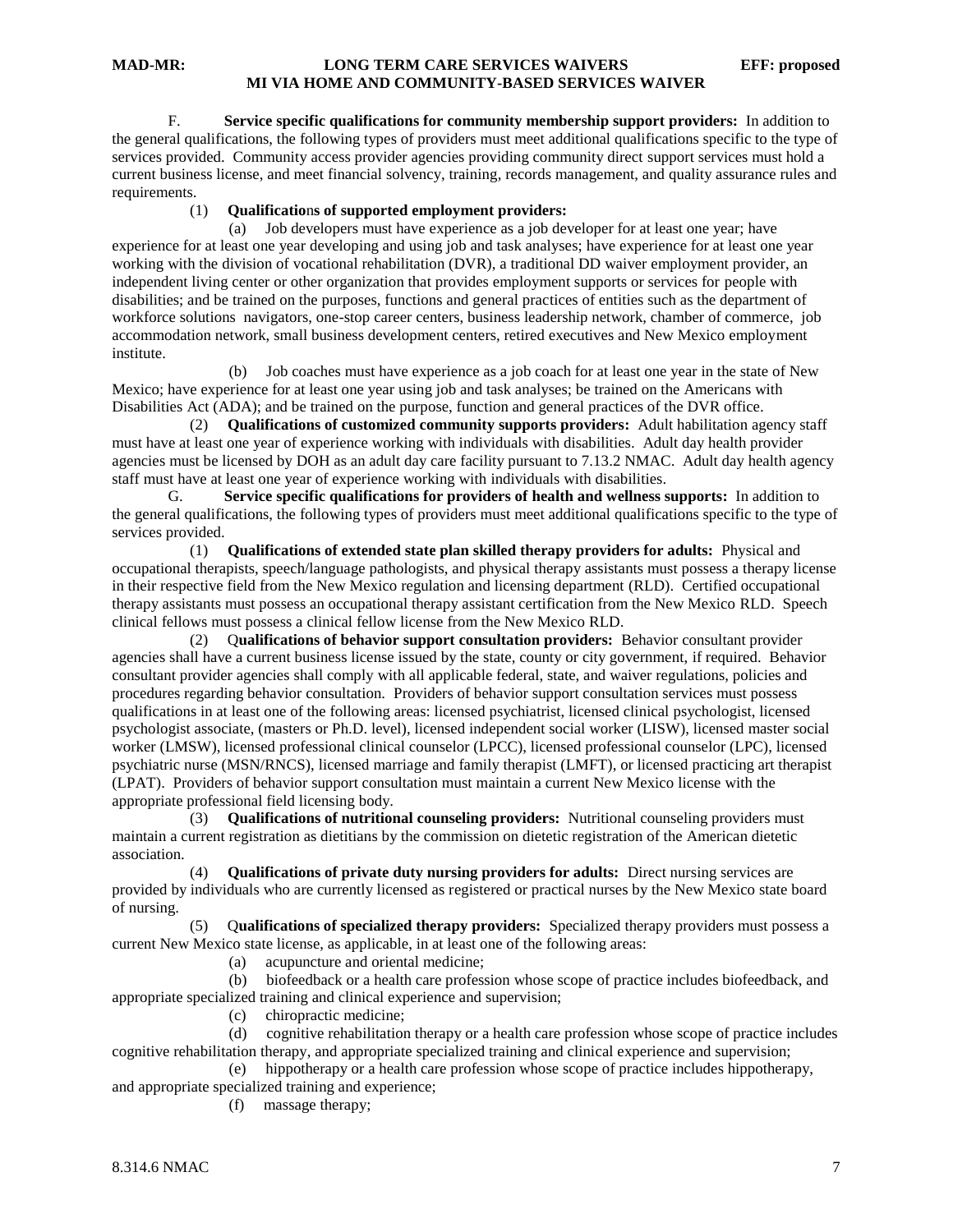F. **Service specific qualifications for community membership support providers:** In addition to the general qualifications, the following types of providers must meet additional qualifications specific to the type of services provided. Community access provider agencies providing community direct support services must hold a current business license, and meet financial solvency, training, records management, and quality assurance rules and requirements.

(1) **Qualifications of supported employment providers:**

(a) Job developers must have experience as a job developer for at least one year; have experience for at least one year developing and using job and task analyses; have experience for at least one year working with the division of vocational rehabilitation (DVR), a traditional DD waiver employment provider, an independent living center or other organization that provides employment supports or services for people with disabilities; and be trained on the purposes, functions and general practices of entities such as the department of workforce solutions navigators, one-stop career centers, business leadership network, chamber of commerce, job accommodation network, small business development centers, retired executives and New Mexico employment institute.

(b) Job coaches must have experience as a job coach for at least one year in the state of New Mexico; have experience for at least one year using job and task analyses; be trained on the Americans with Disabilities Act (ADA); and be trained on the purpose, function and general practices of the DVR office.

(2) **Qualifications of customized community supports providers:** Adult habilitation agency staff must have at least one year of experience working with individuals with disabilities. Adult day health provider agencies must be licensed by DOH as an adult day care facility pursuant to 7.13.2 NMAC. Adult day health agency staff must have at least one year of experience working with individuals with disabilities.

G. **Service specific qualifications for providers of health and wellness supports:** In addition to the general qualifications, the following types of providers must meet additional qualifications specific to the type of services provided.

(1) **Qualifications of extended state plan skilled therapy providers for adults:** Physical and occupational therapists, speech/language pathologists, and physical therapy assistants must possess a therapy license in their respective field from the New Mexico regulation and licensing department (RLD). Certified occupational therapy assistants must possess an occupational therapy assistant certification from the New Mexico RLD. Speech clinical fellows must possess a clinical fellow license from the New Mexico RLD.

(2) **Qualifications of behavior support consultation providers:** Behavior consultant provider agencies shall have a current business license issued by the state, county or city government, if required. Behavior consultant provider agencies shall comply with all applicable federal, state, and waiver regulations, policies and procedures regarding behavior consultation. Providers of behavior support consultation services must possess qualifications in at least one of the following areas: licensed psychiatrist, licensed clinical psychologist, licensed psychologist associate, (masters or Ph.D. level), licensed independent social worker (LISW), licensed master social worker (LMSW), licensed professional clinical counselor (LPCC), licensed professional counselor (LPC), licensed psychiatric nurse (MSN/RNCS), licensed marriage and family therapist (LMFT), or licensed practicing art therapist (LPAT). Providers of behavior support consultation must maintain a current New Mexico license with the appropriate professional field licensing body.

(3) **Qualifications of nutritional counseling providers:** Nutritional counseling providers must maintain a current registration as dietitians by the commission on dietetic registration of the American dietetic association.

(4) **Qualifications of private duty nursing providers for adults:** Direct nursing services are provided by individuals who are currently licensed as registered or practical nurses by the New Mexico state board of nursing.

(5) **Qualifications of specialized therapy providers:** Specialized therapy providers must possess a current New Mexico state license, as applicable, in at least one of the following areas:

(a) acupuncture and oriental medicine;

(b) biofeedback or a health care profession whose scope of practice includes biofeedback, and appropriate specialized training and clinical experience and supervision;

(c) chiropractic medicine;

(d) cognitive rehabilitation therapy or a health care profession whose scope of practice includes cognitive rehabilitation therapy, and appropriate specialized training and clinical experience and supervision;

(e) hippotherapy or a health care profession whose scope of practice includes hippotherapy, and appropriate specialized training and experience;

(f) massage therapy;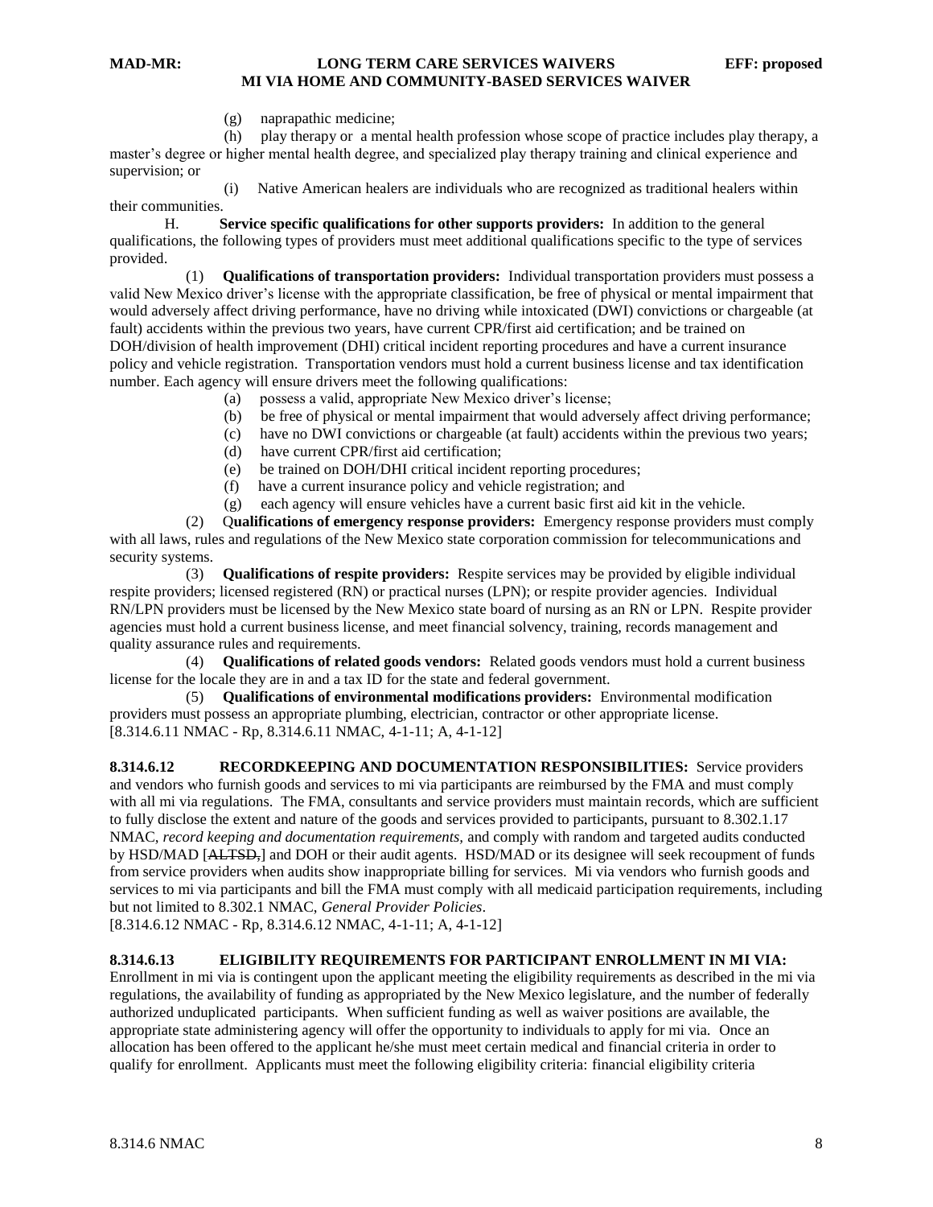(g) naprapathic medicine;

(h) play therapy or a mental health profession whose scope of practice includes play therapy, a master's degree or higher mental health degree, and specialized play therapy training and clinical experience and supervision; or

(i) Native American healers are individuals who are recognized as traditional healers within their communities.

H. **Service specific qualifications for other supports providers:** In addition to the general qualifications, the following types of providers must meet additional qualifications specific to the type of services provided.

(1) **Qualifications of transportation providers:** Individual transportation providers must possess a valid New Mexico driver's license with the appropriate classification, be free of physical or mental impairment that would adversely affect driving performance, have no driving while intoxicated (DWI) convictions or chargeable (at fault) accidents within the previous two years, have current CPR/first aid certification; and be trained on DOH/division of health improvement (DHI) critical incident reporting procedures and have a current insurance policy and vehicle registration. Transportation vendors must hold a current business license and tax identification number. Each agency will ensure drivers meet the following qualifications:

(a) possess a valid, appropriate New Mexico driver's license;

(b) be free of physical or mental impairment that would adversely affect driving performance;

(c) have no DWI convictions or chargeable (at fault) accidents within the previous two years;

(d) have current CPR/first aid certification;

(e) be trained on DOH/DHI critical incident reporting procedures;

(f) have a current insurance policy and vehicle registration; and

(g) each agency will ensure vehicles have a current basic first aid kit in the vehicle.

(2) **Qualifications of emergency response providers:** Emergency response providers must comply with all laws, rules and regulations of the New Mexico state corporation commission for telecommunications and security systems.

(3) **Qualifications of respite providers:** Respite services may be provided by eligible individual respite providers; licensed registered (RN) or practical nurses (LPN); or respite provider agencies. Individual RN/LPN providers must be licensed by the New Mexico state board of nursing as an RN or LPN. Respite provider agencies must hold a current business license, and meet financial solvency, training, records management and quality assurance rules and requirements.

(4) **Qualifications of related goods vendors:** Related goods vendors must hold a current business license for the locale they are in and a tax ID for the state and federal government.

(5) **Qualifications of environmental modifications providers:** Environmental modification providers must possess an appropriate plumbing, electrician, contractor or other appropriate license.

[8.314.6.11 NMAC - Rp, 8.314.6.11 NMAC, 4-1-11; A, 4-1-12]

**8.314.6.12 RECORDKEEPING AND DOCUMENTATION RESPONSIBILITIES:** Service providers and vendors who furnish goods and services to mi via participants are reimbursed by the FMA and must comply with all mi via regulations. The FMA, consultants and service providers must maintain records, which are sufficient to fully disclose the extent and nature of the goods and services provided to participants, pursuant to 8.302.1.17 NMAC, *record keeping and documentation requirements,* and comply with random and targeted audits conducted by HSD/MAD [~~ALTSD,~~] and DOH or their audit agents. HSD/MAD or its designee will seek recoupment of funds from service providers when audits show inappropriate billing for services. Mi via vendors who furnish goods and services to mi via participants and bill the FMA must comply with all medicaid participation requirements, including but not limited to 8.302.1 NMAC, *General Provider Policies*.

[8.314.6.12 NMAC - Rp, 8.314.6.12 NMAC, 4-1-11; A, 4-1-12]

**8.314.6.13 ELIGIBILITY REQUIREMENTS FOR PARTICIPANT ENROLLMENT IN MI VIA:** Enrollment in mi via is contingent upon the applicant meeting the eligibility requirements as described in the mi via regulations, the availability of funding as appropriated by the New Mexico legislature, and the number of federally authorized unduplicated participants. When sufficient funding as well as waiver positions are available, the appropriate state administering agency will offer the opportunity to individuals to apply for mi via. Once an allocation has been offered to the applicant he/she must meet certain medical and financial criteria in order to qualify for enrollment. Applicants must meet the following eligibility criteria: financial eligibility criteria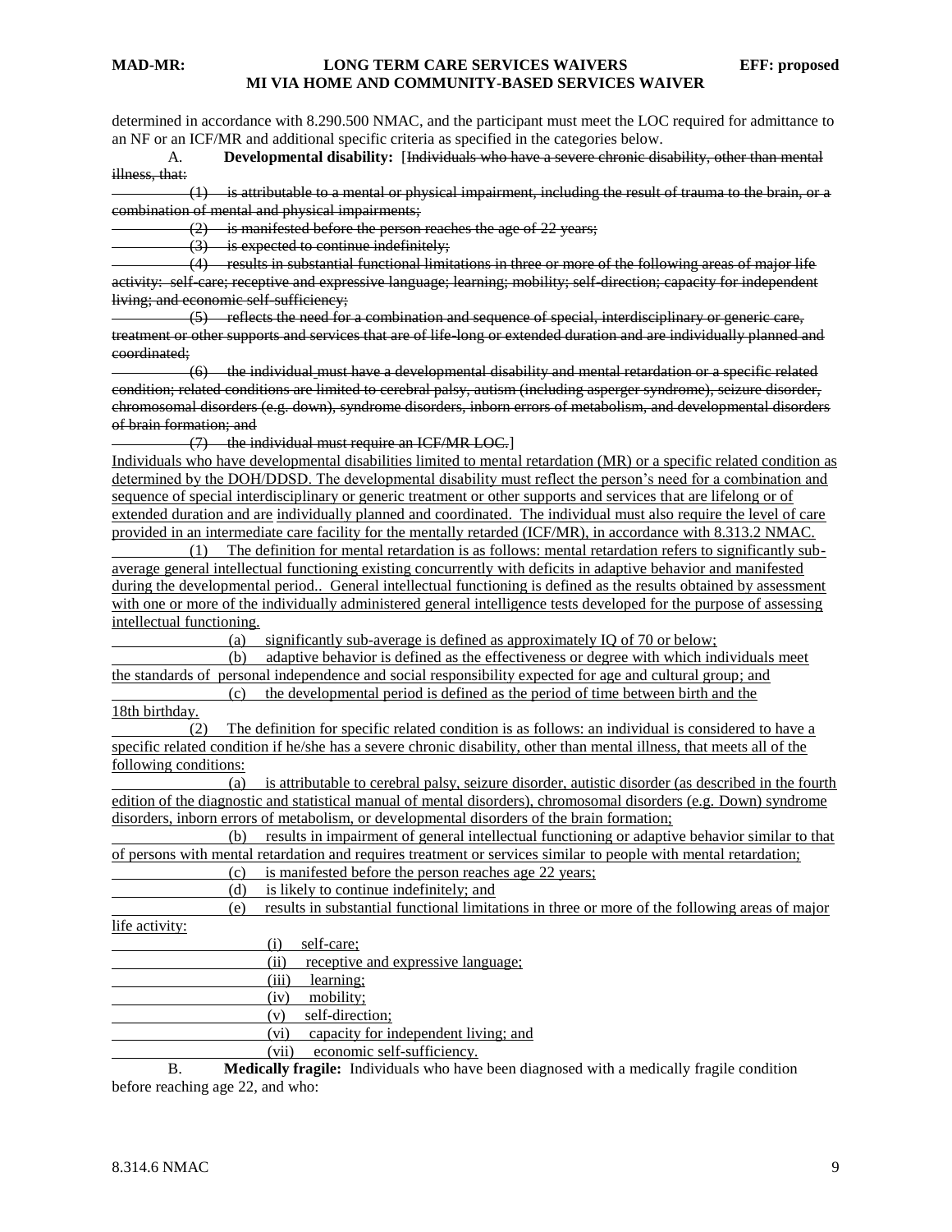determined in accordance with 8.290.500 NMAC, and the participant must meet the LOC required for admittance to an NF or an ICF/MR and additional specific criteria as specified in the categories below.

A. **Developmental disability:** [~~Individuals who have a severe chronic disability, other than mental illness, that:~~

~~(1) is attributable to a mental or physical impairment, including the result of trauma to the brain, or a combination of mental and physical impairments;~~

~~(2) is manifested before the person reaches the age of 22 years;~~

~~(3) is expected to continue indefinitely;~~

~~(4) results in substantial functional limitations in three or more of the following areas of major life activity: self-care; receptive and expressive language; learning; mobility; self-direction; capacity for independent living; and economic self-sufficiency;~~

~~(5) reflects the need for a combination and sequence of special, interdisciplinary or generic care, treatment or other supports and services that are of life-long or extended duration and are individually planned and coordinated;~~

~~(6) the individual must have a developmental disability and mental retardation or a specific related condition; related conditions are limited to cerebral palsy, autism (including asperger syndrome), seizure disorder, chromosomal disorders (e.g. down), syndrome disorders, inborn errors of metabolism, and developmental disorders of brain formation; and~~

~~(7) the individual must require an ICF/MR LOC.~~]

<u>Individuals who have developmental disabilities limited to mental retardation (MR) or a specific related condition as determined by the DOH/DDSD. The developmental disability must reflect the person's need for a combination and sequence of special interdisciplinary or generic treatment or other supports and services that are lifelong or of extended duration and are individually planned and coordinated. The individual must also require the level of care provided in an intermediate care facility for the mentally retarded (ICF/MR), in accordance with 8.313.2 NMAC.</u>

<u>(1) The definition for mental retardation is as follows: mental retardation refers to significantly sub-average general intellectual functioning existing concurrently with deficits in adaptive behavior and manifested during the developmental period.. General intellectual functioning is defined as the results obtained by assessment with one or more of the individually administered general intelligence tests developed for the purpose of assessing intellectual functioning.</u>

<u>(a) significantly sub-average is defined as approximately IQ of 70 or below;</u>

<u>(b) adaptive behavior is defined as the effectiveness or degree with which individuals meet the standards of personal independence and social responsibility expected for age and cultural group; and</u>

<u>(c) the developmental period is defined as the period of time between birth and the 18th birthday.</u>

<u>(2) The definition for specific related condition is as follows: an individual is considered to have a specific related condition if he/she has a severe chronic disability, other than mental illness, that meets all of the following conditions:</u>

<u>(a) is attributable to cerebral palsy, seizure disorder, autistic disorder (as described in the fourth edition of the diagnostic and statistical manual of mental disorders), chromosomal disorders (e.g. Down) syndrome disorders, inborn errors of metabolism, or developmental disorders of the brain formation;</u>

<u>(b) results in impairment of general intellectual functioning or adaptive behavior similar to that of persons with mental retardation and requires treatment or services similar to people with mental retardation;</u>

<u>(c) is manifested before the person reaches age 22 years;</u>

<u>(d) is likely to continue indefinitely; and</u>

<u>(e) results in substantial functional limitations in three or more of the following areas of major life activity:</u>

<u>(i) self-care;</u>

<u>(ii) receptive and expressive language;</u>

<u>(iii) learning;</u>

<u>(iv) mobility;</u>

<u>(v) self-direction;</u>

<u>(vi) capacity for independent living; and</u>

<u>(vii) economic self-sufficiency.</u>

B. **Medically fragile:** Individuals who have been diagnosed with a medically fragile condition before reaching age 22, and who: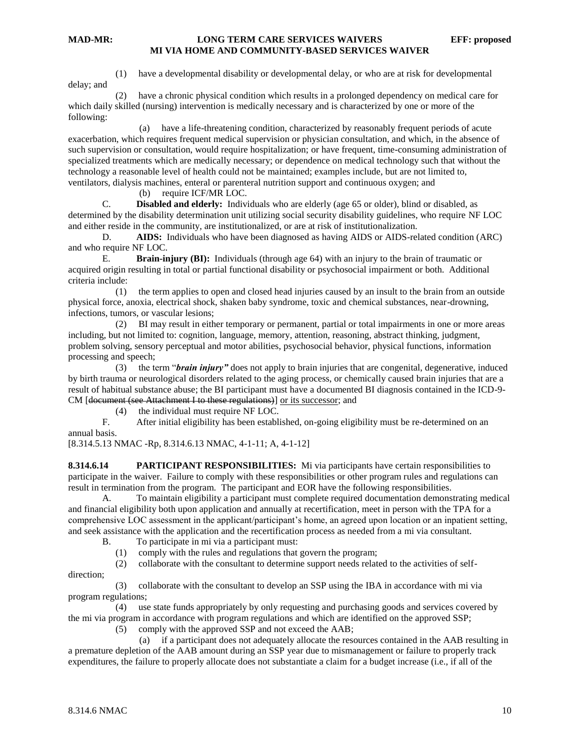(1) have a developmental disability or developmental delay, or who are at risk for developmental delay; and

(2) have a chronic physical condition which results in a prolonged dependency on medical care for which daily skilled (nursing) intervention is medically necessary and is characterized by one or more of the following:

(a) have a life-threatening condition, characterized by reasonably frequent periods of acute exacerbation, which requires frequent medical supervision or physician consultation, and which, in the absence of such supervision or consultation, would require hospitalization; or have frequent, time-consuming administration of specialized treatments which are medically necessary; or dependence on medical technology such that without the technology a reasonable level of health could not be maintained; examples include, but are not limited to, ventilators, dialysis machines, enteral or parenteral nutrition support and continuous oxygen; and

(b) require ICF/MR LOC.

C. **Disabled and elderly:** Individuals who are elderly (age 65 or older), blind or disabled, as determined by the disability determination unit utilizing social security disability guidelines, who require NF LOC and either reside in the community, are institutionalized, or are at risk of institutionalization.

D. **AIDS:** Individuals who have been diagnosed as having AIDS or AIDS-related condition (ARC) and who require NF LOC.

E. **Brain-injury (BI):** Individuals (through age 64) with an injury to the brain of traumatic or acquired origin resulting in total or partial functional disability or psychosocial impairment or both. Additional criteria include:

(1) the term applies to open and closed head injuries caused by an insult to the brain from an outside physical force, anoxia, electrical shock, shaken baby syndrome, toxic and chemical substances, near-drowning, infections, tumors, or vascular lesions;

(2) BI may result in either temporary or permanent, partial or total impairments in one or more areas including, but not limited to: cognition, language, memory, attention, reasoning, abstract thinking, judgment, problem solving, sensory perceptual and motor abilities, psychosocial behavior, physical functions, information processing and speech;

(3) the term "***brain injury***" does not apply to brain injuries that are congenital, degenerative, induced by birth trauma or neurological disorders related to the aging process, or chemically caused brain injuries that are a result of habitual substance abuse; the BI participant must have a documented BI diagnosis contained in the ICD-9-CM [~~document (see Attachment I to these regulations)~~] <u>or its successor</u>; and

(4) the individual must require NF LOC.

F. After initial eligibility has been established, on-going eligibility must be re-determined on an annual basis.

[8.314.5.13 NMAC -Rp, 8.314.6.13 NMAC, 4-1-11; A, 4-1-12]

**8.314.6.14 PARTICIPANT RESPONSIBILITIES:** Mi via participants have certain responsibilities to participate in the waiver. Failure to comply with these responsibilities or other program rules and regulations can result in termination from the program. The participant and EOR have the following responsibilities.

A. To maintain eligibility a participant must complete required documentation demonstrating medical and financial eligibility both upon application and annually at recertification, meet in person with the TPA for a comprehensive LOC assessment in the applicant/participant's home, an agreed upon location or an inpatient setting, and seek assistance with the application and the recertification process as needed from a mi via consultant.

B. To participate in mi via a participant must:

(1) comply with the rules and regulations that govern the program;

(2) collaborate with the consultant to determine support needs related to the activities of self-direction;

(3) collaborate with the consultant to develop an SSP using the IBA in accordance with mi via program regulations;

(4) use state funds appropriately by only requesting and purchasing goods and services covered by the mi via program in accordance with program regulations and which are identified on the approved SSP;

(5) comply with the approved SSP and not exceed the AAB;

(a) if a participant does not adequately allocate the resources contained in the AAB resulting in a premature depletion of the AAB amount during an SSP year due to mismanagement or failure to properly track expenditures, the failure to properly allocate does not substantiate a claim for a budget increase (i.e., if all of the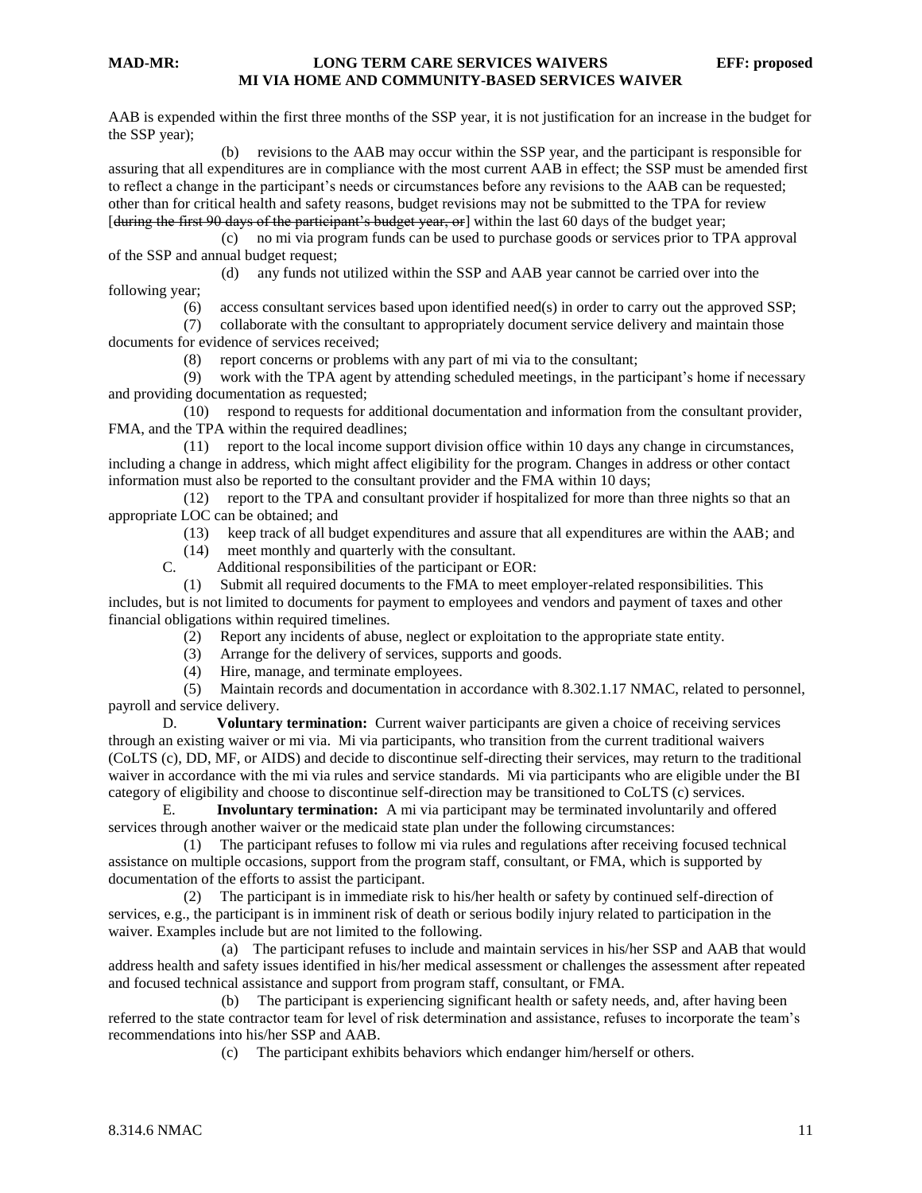AAB is expended within the first three months of the SSP year, it is not justification for an increase in the budget for the SSP year);

(b) revisions to the AAB may occur within the SSP year, and the participant is responsible for assuring that all expenditures are in compliance with the most current AAB in effect; the SSP must be amended first to reflect a change in the participant's needs or circumstances before any revisions to the AAB can be requested; other than for critical health and safety reasons, budget revisions may not be submitted to the TPA for review [~~during the first 90 days of the participant's budget year, or~~] within the last 60 days of the budget year;

(c) no mi via program funds can be used to purchase goods or services prior to TPA approval of the SSP and annual budget request;

(d) any funds not utilized within the SSP and AAB year cannot be carried over into the following year;

(6) access consultant services based upon identified need(s) in order to carry out the approved SSP;

(7) collaborate with the consultant to appropriately document service delivery and maintain those documents for evidence of services received;

(8) report concerns or problems with any part of mi via to the consultant;

(9) work with the TPA agent by attending scheduled meetings, in the participant's home if necessary and providing documentation as requested;

(10) respond to requests for additional documentation and information from the consultant provider, FMA, and the TPA within the required deadlines;

(11) report to the local income support division office within 10 days any change in circumstances, including a change in address, which might affect eligibility for the program. Changes in address or other contact information must also be reported to the consultant provider and the FMA within 10 days;

(12) report to the TPA and consultant provider if hospitalized for more than three nights so that an appropriate LOC can be obtained; and

(13) keep track of all budget expenditures and assure that all expenditures are within the AAB; and

(14) meet monthly and quarterly with the consultant.

C. Additional responsibilities of the participant or EOR:

(1) Submit all required documents to the FMA to meet employer-related responsibilities. This includes, but is not limited to documents for payment to employees and vendors and payment of taxes and other financial obligations within required timelines.

(2) Report any incidents of abuse, neglect or exploitation to the appropriate state entity.

(3) Arrange for the delivery of services, supports and goods.

(4) Hire, manage, and terminate employees.

(5) Maintain records and documentation in accordance with 8.302.1.17 NMAC, related to personnel, payroll and service delivery.

D. **Voluntary termination:** Current waiver participants are given a choice of receiving services through an existing waiver or mi via. Mi via participants, who transition from the current traditional waivers (CoLTS (c), DD, MF, or AIDS) and decide to discontinue self-directing their services, may return to the traditional waiver in accordance with the mi via rules and service standards. Mi via participants who are eligible under the BI category of eligibility and choose to discontinue self-direction may be transitioned to CoLTS (c) services.

E. **Involuntary termination:** A mi via participant may be terminated involuntarily and offered services through another waiver or the medicaid state plan under the following circumstances:

(1) The participant refuses to follow mi via rules and regulations after receiving focused technical assistance on multiple occasions, support from the program staff, consultant, or FMA, which is supported by documentation of the efforts to assist the participant.

(2) The participant is in immediate risk to his/her health or safety by continued self-direction of services, e.g., the participant is in imminent risk of death or serious bodily injury related to participation in the waiver. Examples include but are not limited to the following.

(a) The participant refuses to include and maintain services in his/her SSP and AAB that would address health and safety issues identified in his/her medical assessment or challenges the assessment after repeated and focused technical assistance and support from program staff, consultant, or FMA.

(b) The participant is experiencing significant health or safety needs, and, after having been referred to the state contractor team for level of risk determination and assistance, refuses to incorporate the team's recommendations into his/her SSP and AAB.

(c) The participant exhibits behaviors which endanger him/herself or others.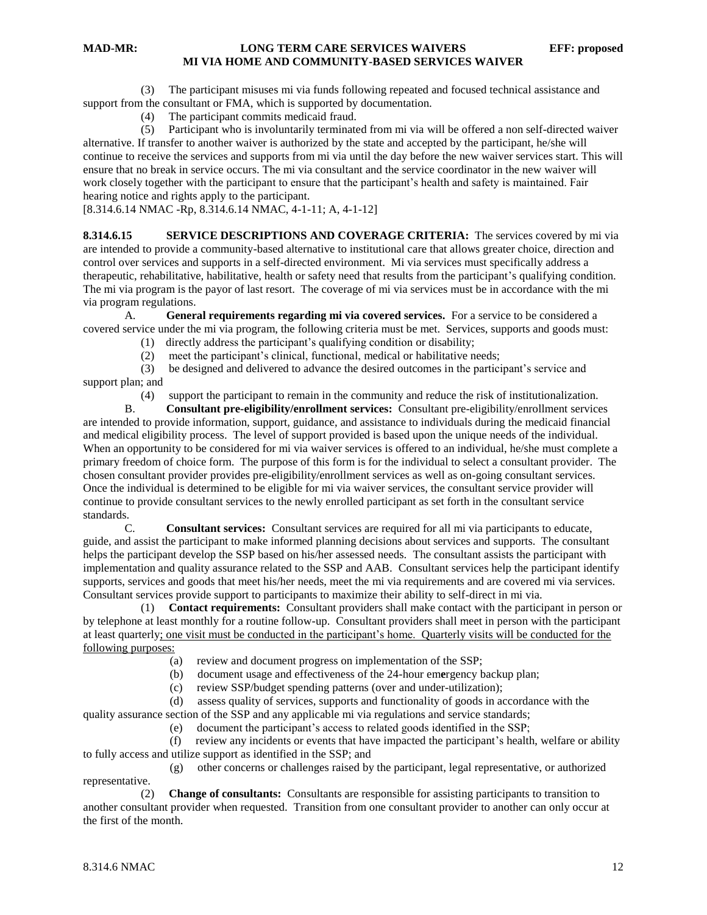(3) The participant misuses mi via funds following repeated and focused technical assistance and support from the consultant or FMA, which is supported by documentation.

(4) The participant commits medicaid fraud.

(5) Participant who is involuntarily terminated from mi via will be offered a non self-directed waiver alternative. If transfer to another waiver is authorized by the state and accepted by the participant, he/she will continue to receive the services and supports from mi via until the day before the new waiver services start. This will ensure that no break in service occurs. The mi via consultant and the service coordinator in the new waiver will work closely together with the participant to ensure that the participant's health and safety is maintained. Fair hearing notice and rights apply to the participant.

[8.314.6.14 NMAC -Rp, 8.314.6.14 NMAC, 4-1-11; A, 4-1-12]

**8.314.6.15 SERVICE DESCRIPTIONS AND COVERAGE CRITERIA:** The services covered by mi via are intended to provide a community-based alternative to institutional care that allows greater choice, direction and control over services and supports in a self-directed environment. Mi via services must specifically address a therapeutic, rehabilitative, habilitative, health or safety need that results from the participant's qualifying condition. The mi via program is the payor of last resort. The coverage of mi via services must be in accordance with the mi via program regulations.

A. **General requirements regarding mi via covered services.** For a service to be considered a covered service under the mi via program, the following criteria must be met. Services, supports and goods must:

(1) directly address the participant's qualifying condition or disability;

(2) meet the participant's clinical, functional, medical or habilitative needs;

(3) be designed and delivered to advance the desired outcomes in the participant's service and support plan; and

(4) support the participant to remain in the community and reduce the risk of institutionalization.

B. **Consultant pre-eligibility/enrollment services:** Consultant pre-eligibility/enrollment services are intended to provide information, support, guidance, and assistance to individuals during the medicaid financial and medical eligibility process. The level of support provided is based upon the unique needs of the individual. When an opportunity to be considered for mi via waiver services is offered to an individual, he/she must complete a primary freedom of choice form. The purpose of this form is for the individual to select a consultant provider. The chosen consultant provider provides pre-eligibility/enrollment services as well as on-going consultant services. Once the individual is determined to be eligible for mi via waiver services, the consultant service provider will continue to provide consultant services to the newly enrolled participant as set forth in the consultant service standards.

C. **Consultant services:** Consultant services are required for all mi via participants to educate, guide, and assist the participant to make informed planning decisions about services and supports. The consultant helps the participant develop the SSP based on his/her assessed needs. The consultant assists the participant with implementation and quality assurance related to the SSP and AAB. Consultant services help the participant identify supports, services and goods that meet his/her needs, meet the mi via requirements and are covered mi via services. Consultant services provide support to participants to maximize their ability to self-direct in mi via.

(1) **Contact requirements:** Consultant providers shall make contact with the participant in person or by telephone at least monthly for a routine follow-up. Consultant providers shall meet in person with the participant at least quarterly; one visit must be conducted in the participant's home. Quarterly visits will be conducted for the following purposes:

(a) review and document progress on implementation of the SSP;

(b) document usage and effectiveness of the 24-hour emergency backup plan;

(c) review SSP/budget spending patterns (over and under-utilization);

(d) assess quality of services, supports and functionality of goods in accordance with the quality assurance section of the SSP and any applicable mi via regulations and service standards;

(e) document the participant's access to related goods identified in the SSP;

(f) review any incidents or events that have impacted the participant's health, welfare or ability to fully access and utilize support as identified in the SSP; and

(g) other concerns or challenges raised by the participant, legal representative, or authorized representative.

(2) **Change of consultants:** Consultants are responsible for assisting participants to transition to another consultant provider when requested. Transition from one consultant provider to another can only occur at the first of the month.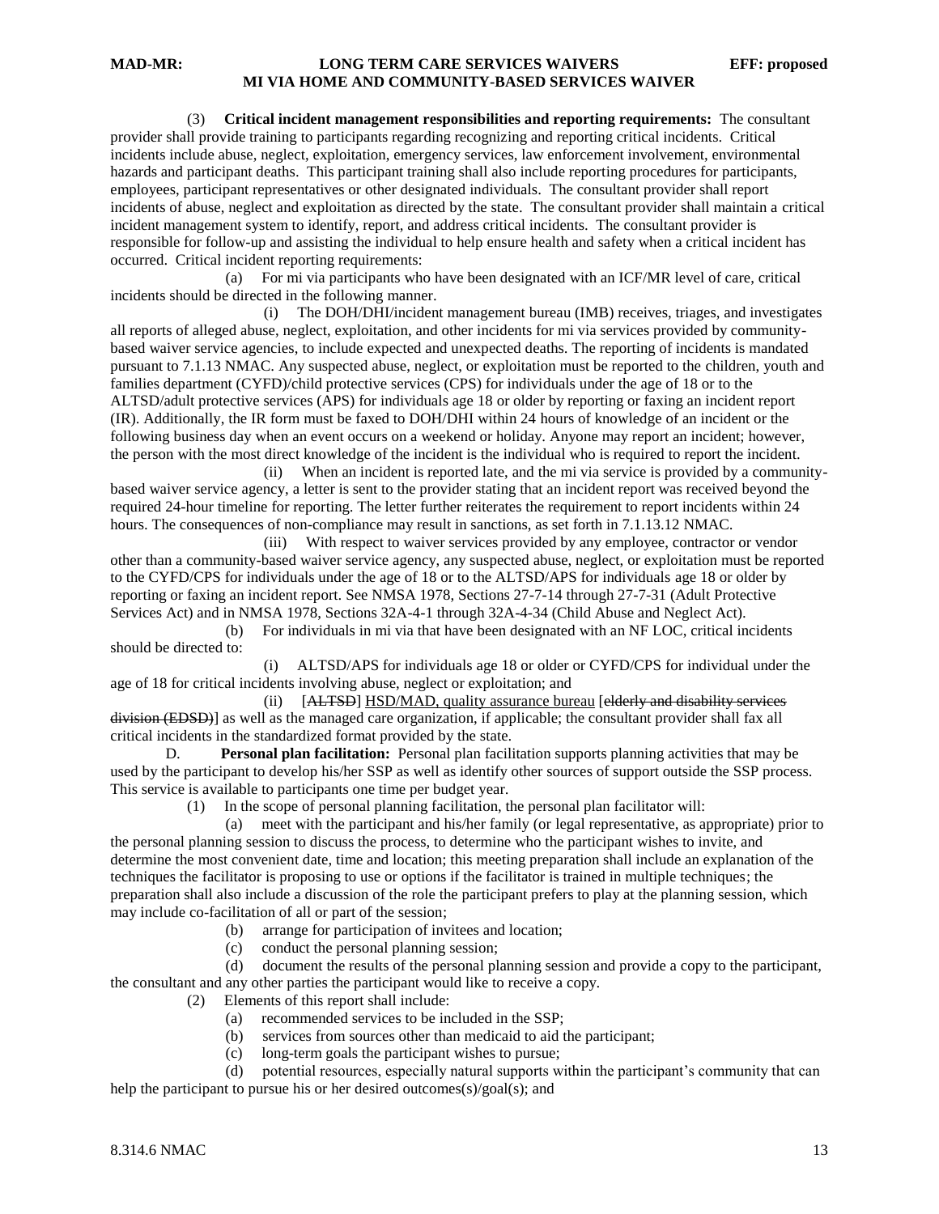(3) **Critical incident management responsibilities and reporting requirements:** The consultant provider shall provide training to participants regarding recognizing and reporting critical incidents. Critical incidents include abuse, neglect, exploitation, emergency services, law enforcement involvement, environmental hazards and participant deaths. This participant training shall also include reporting procedures for participants, employees, participant representatives or other designated individuals. The consultant provider shall report incidents of abuse, neglect and exploitation as directed by the state. The consultant provider shall maintain a critical incident management system to identify, report, and address critical incidents. The consultant provider is responsible for follow-up and assisting the individual to help ensure health and safety when a critical incident has occurred. Critical incident reporting requirements:

(a) For mi via participants who have been designated with an ICF/MR level of care, critical incidents should be directed in the following manner.

(i) The DOH/DHI/incident management bureau (IMB) receives, triages, and investigates all reports of alleged abuse, neglect, exploitation, and other incidents for mi via services provided by community-based waiver service agencies, to include expected and unexpected deaths. The reporting of incidents is mandated pursuant to 7.1.13 NMAC. Any suspected abuse, neglect, or exploitation must be reported to the children, youth and families department (CYFD)/child protective services (CPS) for individuals under the age of 18 or to the ALTSD/adult protective services (APS) for individuals age 18 or older by reporting or faxing an incident report (IR). Additionally, the IR form must be faxed to DOH/DHI within 24 hours of knowledge of an incident or the following business day when an event occurs on a weekend or holiday. Anyone may report an incident; however, the person with the most direct knowledge of the incident is the individual who is required to report the incident.

(ii) When an incident is reported late, and the mi via service is provided by a community-based waiver service agency, a letter is sent to the provider stating that an incident report was received beyond the required 24-hour timeline for reporting. The letter further reiterates the requirement to report incidents within 24 hours. The consequences of non-compliance may result in sanctions, as set forth in 7.1.13.12 NMAC.

(iii) With respect to waiver services provided by any employee, contractor or vendor other than a community-based waiver service agency, any suspected abuse, neglect, or exploitation must be reported to the CYFD/CPS for individuals under the age of 18 or to the ALTSD/APS for individuals age 18 or older by reporting or faxing an incident report. See NMSA 1978, Sections 27-7-14 through 27-7-31 (Adult Protective Services Act) and in NMSA 1978, Sections 32A-4-1 through 32A-4-34 (Child Abuse and Neglect Act).

(b) For individuals in mi via that have been designated with an NF LOC, critical incidents should be directed to:

(i) ALTSD/APS for individuals age 18 or older or CYFD/CPS for individual under the age of 18 for critical incidents involving abuse, neglect or exploitation; and

(ii) [~~ALTSD~~] HSD/MAD, quality assurance bureau [~~elderly and disability services division (EDSD)~~] as well as the managed care organization, if applicable; the consultant provider shall fax all critical incidents in the standardized format provided by the state.

D. **Personal plan facilitation:** Personal plan facilitation supports planning activities that may be used by the participant to develop his/her SSP as well as identify other sources of support outside the SSP process. This service is available to participants one time per budget year.

(1) In the scope of personal planning facilitation, the personal plan facilitator will:

(a) meet with the participant and his/her family (or legal representative, as appropriate) prior to the personal planning session to discuss the process, to determine who the participant wishes to invite, and determine the most convenient date, time and location; this meeting preparation shall include an explanation of the techniques the facilitator is proposing to use or options if the facilitator is trained in multiple techniques; the preparation shall also include a discussion of the role the participant prefers to play at the planning session, which may include co-facilitation of all or part of the session;

(b) arrange for participation of invitees and location;

(c) conduct the personal planning session;

(d) document the results of the personal planning session and provide a copy to the participant, the consultant and any other parties the participant would like to receive a copy.

(2) Elements of this report shall include:

(a) recommended services to be included in the SSP;

(b) services from sources other than medicaid to aid the participant;

(c) long-term goals the participant wishes to pursue;

(d) potential resources, especially natural supports within the participant's community that can help the participant to pursue his or her desired outcomes(s)/goal(s); and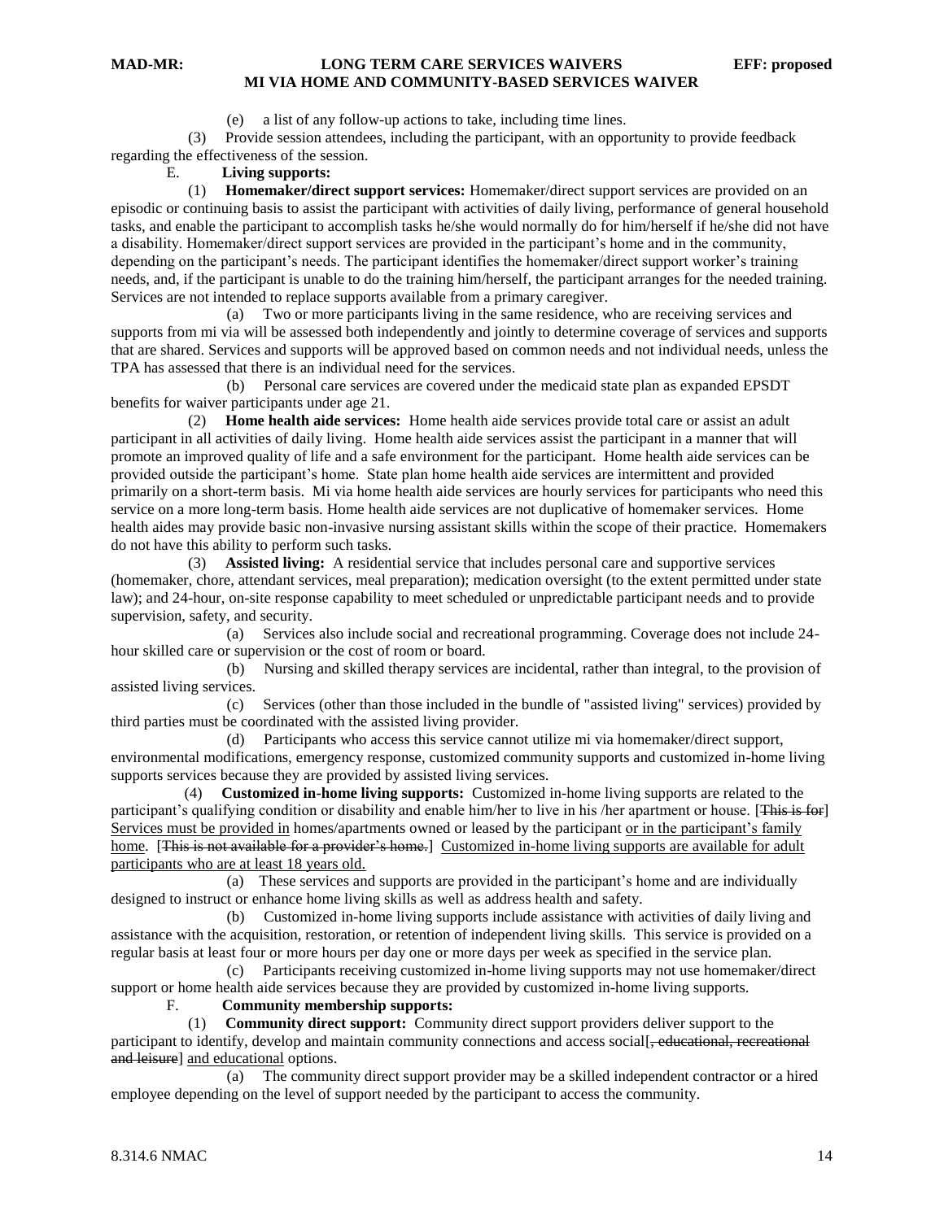(e) a list of any follow-up actions to take, including time lines.

(3) Provide session attendees, including the participant, with an opportunity to provide feedback regarding the effectiveness of the session.

E. **Living supports:**

(1) **Homemaker/direct support services:** Homemaker/direct support services are provided on an episodic or continuing basis to assist the participant with activities of daily living, performance of general household tasks, and enable the participant to accomplish tasks he/she would normally do for him/herself if he/she did not have a disability. Homemaker/direct support services are provided in the participant's home and in the community, depending on the participant's needs. The participant identifies the homemaker/direct support worker's training needs, and, if the participant is unable to do the training him/herself, the participant arranges for the needed training. Services are not intended to replace supports available from a primary caregiver.

(a) Two or more participants living in the same residence, who are receiving services and supports from mi via will be assessed both independently and jointly to determine coverage of services and supports that are shared. Services and supports will be approved based on common needs and not individual needs, unless the TPA has assessed that there is an individual need for the services.

(b) Personal care services are covered under the medicaid state plan as expanded EPSDT benefits for waiver participants under age 21.

(2) **Home health aide services:** Home health aide services provide total care or assist an adult participant in all activities of daily living. Home health aide services assist the participant in a manner that will promote an improved quality of life and a safe environment for the participant. Home health aide services can be provided outside the participant's home. State plan home health aide services are intermittent and provided primarily on a short-term basis. Mi via home health aide services are hourly services for participants who need this service on a more long-term basis. Home health aide services are not duplicative of homemaker services. Home health aides may provide basic non-invasive nursing assistant skills within the scope of their practice. Homemakers do not have this ability to perform such tasks.

(3) **Assisted living:** A residential service that includes personal care and supportive services (homemaker, chore, attendant services, meal preparation); medication oversight (to the extent permitted under state law); and 24-hour, on-site response capability to meet scheduled or unpredictable participant needs and to provide supervision, safety, and security.

(a) Services also include social and recreational programming. Coverage does not include 24-hour skilled care or supervision or the cost of room or board.

(b) Nursing and skilled therapy services are incidental, rather than integral, to the provision of assisted living services.

(c) Services (other than those included in the bundle of "assisted living" services) provided by third parties must be coordinated with the assisted living provider.

(d) Participants who access this service cannot utilize mi via homemaker/direct support, environmental modifications, emergency response, customized community supports and customized in-home living supports services because they are provided by assisted living services.

(4) **Customized in-home living supports:** Customized in-home living supports are related to the participant's qualifying condition or disability and enable him/her to live in his /her apartment or house. [~~This is for~~] Services must be provided in homes/apartments owned or leased by the participant or in the participant's family home. [~~This is not available for a provider's home.~~] Customized in-home living supports are available for adult participants who are at least 18 years old.

(a) These services and supports are provided in the participant's home and are individually designed to instruct or enhance home living skills as well as address health and safety.

(b) Customized in-home living supports include assistance with activities of daily living and assistance with the acquisition, restoration, or retention of independent living skills. This service is provided on a regular basis at least four or more hours per day one or more days per week as specified in the service plan.

(c) Participants receiving customized in-home living supports may not use homemaker/direct support or home health aide services because they are provided by customized in-home living supports.

F. **Community membership supports:**

(1) **Community direct support:** Community direct support providers deliver support to the participant to identify, develop and maintain community connections and access social[~~, educational, recreational and leisure~~] and educational options.

(a) The community direct support provider may be a skilled independent contractor or a hired employee depending on the level of support needed by the participant to access the community.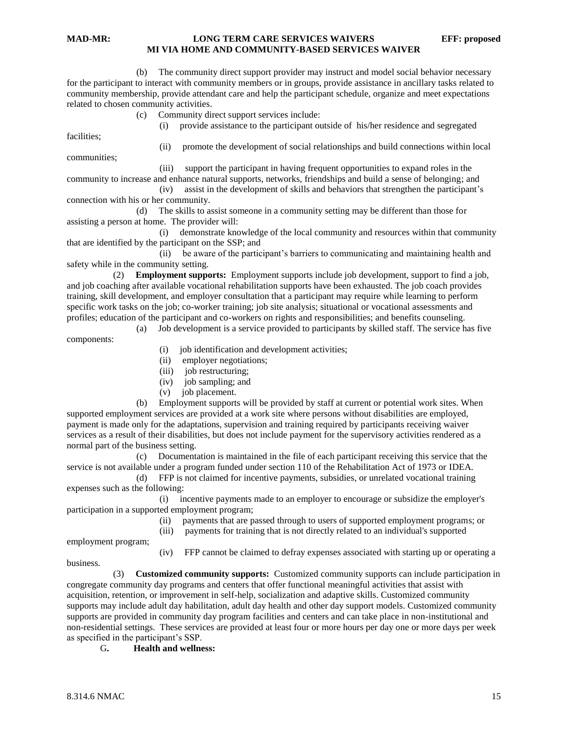(b) The community direct support provider may instruct and model social behavior necessary for the participant to interact with community members or in groups, provide assistance in ancillary tasks related to community membership, provide attendant care and help the participant schedule, organize and meet expectations related to chosen community activities.

(c) Community direct support services include:

(i) provide assistance to the participant outside of his/her residence and segregated facilities;

(ii) promote the development of social relationships and build connections within local communities;

(iii) support the participant in having frequent opportunities to expand roles in the community to increase and enhance natural supports, networks, friendships and build a sense of belonging; and

(iv) assist in the development of skills and behaviors that strengthen the participant's connection with his or her community.

(d) The skills to assist someone in a community setting may be different than those for assisting a person at home. The provider will:

(i) demonstrate knowledge of the local community and resources within that community that are identified by the participant on the SSP; and

(ii) be aware of the participant's barriers to communicating and maintaining health and safety while in the community setting.

(2) **Employment supports:** Employment supports include job development, support to find a job, and job coaching after available vocational rehabilitation supports have been exhausted. The job coach provides training, skill development, and employer consultation that a participant may require while learning to perform specific work tasks on the job; co-worker training; job site analysis; situational or vocational assessments and profiles; education of the participant and co-workers on rights and responsibilities; and benefits counseling.

(a) Job development is a service provided to participants by skilled staff. The service has five components:

(i) job identification and development activities;

(ii) employer negotiations;

(iii) job restructuring;

(iv) job sampling; and

(v) job placement.

(b) Employment supports will be provided by staff at current or potential work sites. When supported employment services are provided at a work site where persons without disabilities are employed, payment is made only for the adaptations, supervision and training required by participants receiving waiver services as a result of their disabilities, but does not include payment for the supervisory activities rendered as a normal part of the business setting.

(c) Documentation is maintained in the file of each participant receiving this service that the service is not available under a program funded under section 110 of the Rehabilitation Act of 1973 or IDEA.

(d) FFP is not claimed for incentive payments, subsidies, or unrelated vocational training expenses such as the following:

(i) incentive payments made to an employer to encourage or subsidize the employer's participation in a supported employment program;

(ii) payments that are passed through to users of supported employment programs; or

(iii) payments for training that is not directly related to an individual's supported employment program;

(iv) FFP cannot be claimed to defray expenses associated with starting up or operating a business.

(3) **Customized community supports:** Customized community supports can include participation in congregate community day programs and centers that offer functional meaningful activities that assist with acquisition, retention, or improvement in self-help, socialization and adaptive skills. Customized community supports may include adult day habilitation, adult day health and other day support models. Customized community supports are provided in community day program facilities and centers and can take place in non-institutional and non-residential settings. These services are provided at least four or more hours per day one or more days per week as specified in the participant's SSP.

**G. Health and wellness:**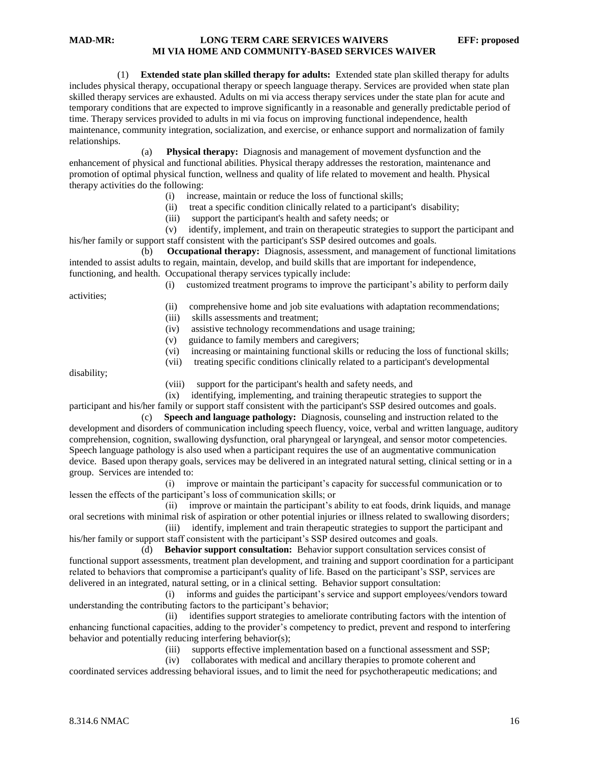(1) **Extended state plan skilled therapy for adults:** Extended state plan skilled therapy for adults includes physical therapy, occupational therapy or speech language therapy. Services are provided when state plan skilled therapy services are exhausted. Adults on mi via access therapy services under the state plan for acute and temporary conditions that are expected to improve significantly in a reasonable and generally predictable period of time. Therapy services provided to adults in mi via focus on improving functional independence, health maintenance, community integration, socialization, and exercise, or enhance support and normalization of family relationships.

(a) **Physical therapy:** Diagnosis and management of movement dysfunction and the enhancement of physical and functional abilities. Physical therapy addresses the restoration, maintenance and promotion of optimal physical function, wellness and quality of life related to movement and health. Physical therapy activities do the following:

(i) increase, maintain or reduce the loss of functional skills;

(ii) treat a specific condition clinically related to a participant's disability;

(iii) support the participant's health and safety needs; or

(v) identify, implement, and train on therapeutic strategies to support the participant and his/her family or support staff consistent with the participant's SSP desired outcomes and goals.

(b) **Occupational therapy:** Diagnosis, assessment, and management of functional limitations intended to assist adults to regain, maintain, develop, and build skills that are important for independence, functioning, and health. Occupational therapy services typically include:

(i) customized treatment programs to improve the participant's ability to perform daily activities;

(ii) comprehensive home and job site evaluations with adaptation recommendations;

(iii) skills assessments and treatment;

(iv) assistive technology recommendations and usage training;

(v) guidance to family members and caregivers;

(vi) increasing or maintaining functional skills or reducing the loss of functional skills;

(vii) treating specific conditions clinically related to a participant's developmental disability;

(viii) support for the participant's health and safety needs, and

(ix) identifying, implementing, and training therapeutic strategies to support the participant and his/her family or support staff consistent with the participant's SSP desired outcomes and goals.

(c) **Speech and language pathology:** Diagnosis, counseling and instruction related to the development and disorders of communication including speech fluency, voice, verbal and written language, auditory comprehension, cognition, swallowing dysfunction, oral pharyngeal or laryngeal, and sensor motor competencies. Speech language pathology is also used when a participant requires the use of an augmentative communication device. Based upon therapy goals, services may be delivered in an integrated natural setting, clinical setting or in a group. Services are intended to:

(i) improve or maintain the participant's capacity for successful communication or to lessen the effects of the participant's loss of communication skills; or

(ii) improve or maintain the participant's ability to eat foods, drink liquids, and manage oral secretions with minimal risk of aspiration or other potential injuries or illness related to swallowing disorders;

(iii) identify, implement and train therapeutic strategies to support the participant and his/her family or support staff consistent with the participant's SSP desired outcomes and goals.

(d) **Behavior support consultation:** Behavior support consultation services consist of functional support assessments, treatment plan development, and training and support coordination for a participant related to behaviors that compromise a participant's quality of life. Based on the participant's SSP, services are delivered in an integrated, natural setting, or in a clinical setting. Behavior support consultation:

(i) informs and guides the participant's service and support employees/vendors toward understanding the contributing factors to the participant's behavior;

(ii) identifies support strategies to ameliorate contributing factors with the intention of enhancing functional capacities, adding to the provider's competency to predict, prevent and respond to interfering behavior and potentially reducing interfering behavior(s);

(iii) supports effective implementation based on a functional assessment and SSP;

(iv) collaborates with medical and ancillary therapies to promote coherent and coordinated services addressing behavioral issues, and to limit the need for psychotherapeutic medications; and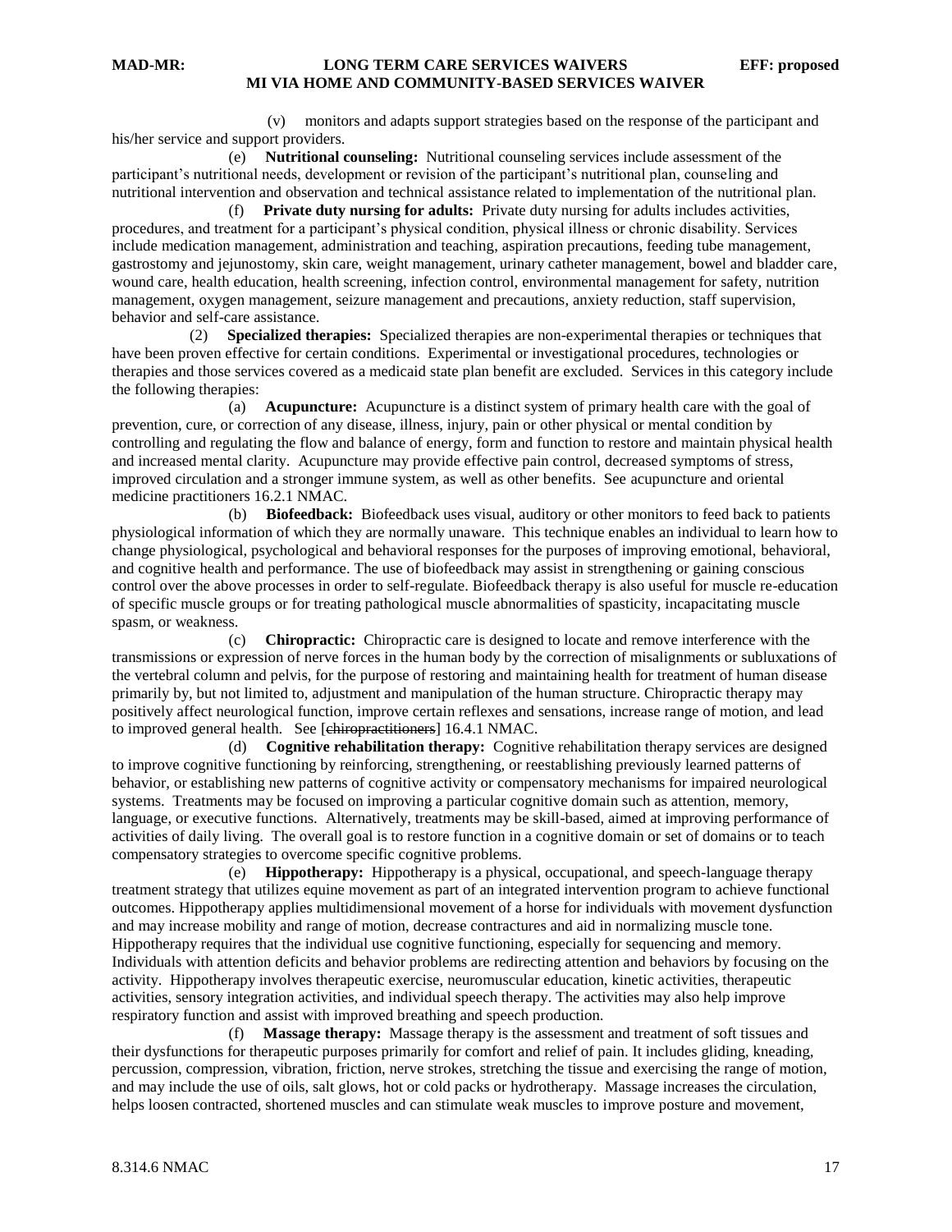(v) monitors and adapts support strategies based on the response of the participant and his/her service and support providers.

(e) **Nutritional counseling:** Nutritional counseling services include assessment of the participant's nutritional needs, development or revision of the participant's nutritional plan, counseling and nutritional intervention and observation and technical assistance related to implementation of the nutritional plan.

(f) **Private duty nursing for adults:** Private duty nursing for adults includes activities, procedures, and treatment for a participant's physical condition, physical illness or chronic disability. Services include medication management, administration and teaching, aspiration precautions, feeding tube management, gastrostomy and jejunostomy, skin care, weight management, urinary catheter management, bowel and bladder care, wound care, health education, health screening, infection control, environmental management for safety, nutrition management, oxygen management, seizure management and precautions, anxiety reduction, staff supervision, behavior and self-care assistance.

(2) **Specialized therapies:** Specialized therapies are non-experimental therapies or techniques that have been proven effective for certain conditions. Experimental or investigational procedures, technologies or therapies and those services covered as a medicaid state plan benefit are excluded. Services in this category include the following therapies:

(a) **Acupuncture:** Acupuncture is a distinct system of primary health care with the goal of prevention, cure, or correction of any disease, illness, injury, pain or other physical or mental condition by controlling and regulating the flow and balance of energy, form and function to restore and maintain physical health and increased mental clarity. Acupuncture may provide effective pain control, decreased symptoms of stress, improved circulation and a stronger immune system, as well as other benefits. See acupuncture and oriental medicine practitioners 16.2.1 NMAC.

(b) **Biofeedback:** Biofeedback uses visual, auditory or other monitors to feed back to patients physiological information of which they are normally unaware. This technique enables an individual to learn how to change physiological, psychological and behavioral responses for the purposes of improving emotional, behavioral, and cognitive health and performance. The use of biofeedback may assist in strengthening or gaining conscious control over the above processes in order to self-regulate. Biofeedback therapy is also useful for muscle re-education of specific muscle groups or for treating pathological muscle abnormalities of spasticity, incapacitating muscle spasm, or weakness.

(c) **Chiropractic:** Chiropractic care is designed to locate and remove interference with the transmissions or expression of nerve forces in the human body by the correction of misalignments or subluxations of the vertebral column and pelvis, for the purpose of restoring and maintaining health for treatment of human disease primarily by, but not limited to, adjustment and manipulation of the human structure. Chiropractic therapy may positively affect neurological function, improve certain reflexes and sensations, increase range of motion, and lead to improved general health. See [~~chiropractitioners~~] 16.4.1 NMAC.

(d) **Cognitive rehabilitation therapy:** Cognitive rehabilitation therapy services are designed to improve cognitive functioning by reinforcing, strengthening, or reestablishing previously learned patterns of behavior, or establishing new patterns of cognitive activity or compensatory mechanisms for impaired neurological systems. Treatments may be focused on improving a particular cognitive domain such as attention, memory, language, or executive functions. Alternatively, treatments may be skill-based, aimed at improving performance of activities of daily living. The overall goal is to restore function in a cognitive domain or set of domains or to teach compensatory strategies to overcome specific cognitive problems.

(e) **Hippotherapy:** Hippotherapy is a physical, occupational, and speech-language therapy treatment strategy that utilizes equine movement as part of an integrated intervention program to achieve functional outcomes. Hippotherapy applies multidimensional movement of a horse for individuals with movement dysfunction and may increase mobility and range of motion, decrease contractures and aid in normalizing muscle tone. Hippotherapy requires that the individual use cognitive functioning, especially for sequencing and memory. Individuals with attention deficits and behavior problems are redirecting attention and behaviors by focusing on the activity. Hippotherapy involves therapeutic exercise, neuromuscular education, kinetic activities, therapeutic activities, sensory integration activities, and individual speech therapy. The activities may also help improve respiratory function and assist with improved breathing and speech production.

(f) **Massage therapy:** Massage therapy is the assessment and treatment of soft tissues and their dysfunctions for therapeutic purposes primarily for comfort and relief of pain. It includes gliding, kneading, percussion, compression, vibration, friction, nerve strokes, stretching the tissue and exercising the range of motion, and may include the use of oils, salt glows, hot or cold packs or hydrotherapy. Massage increases the circulation, helps loosen contracted, shortened muscles and can stimulate weak muscles to improve posture and movement,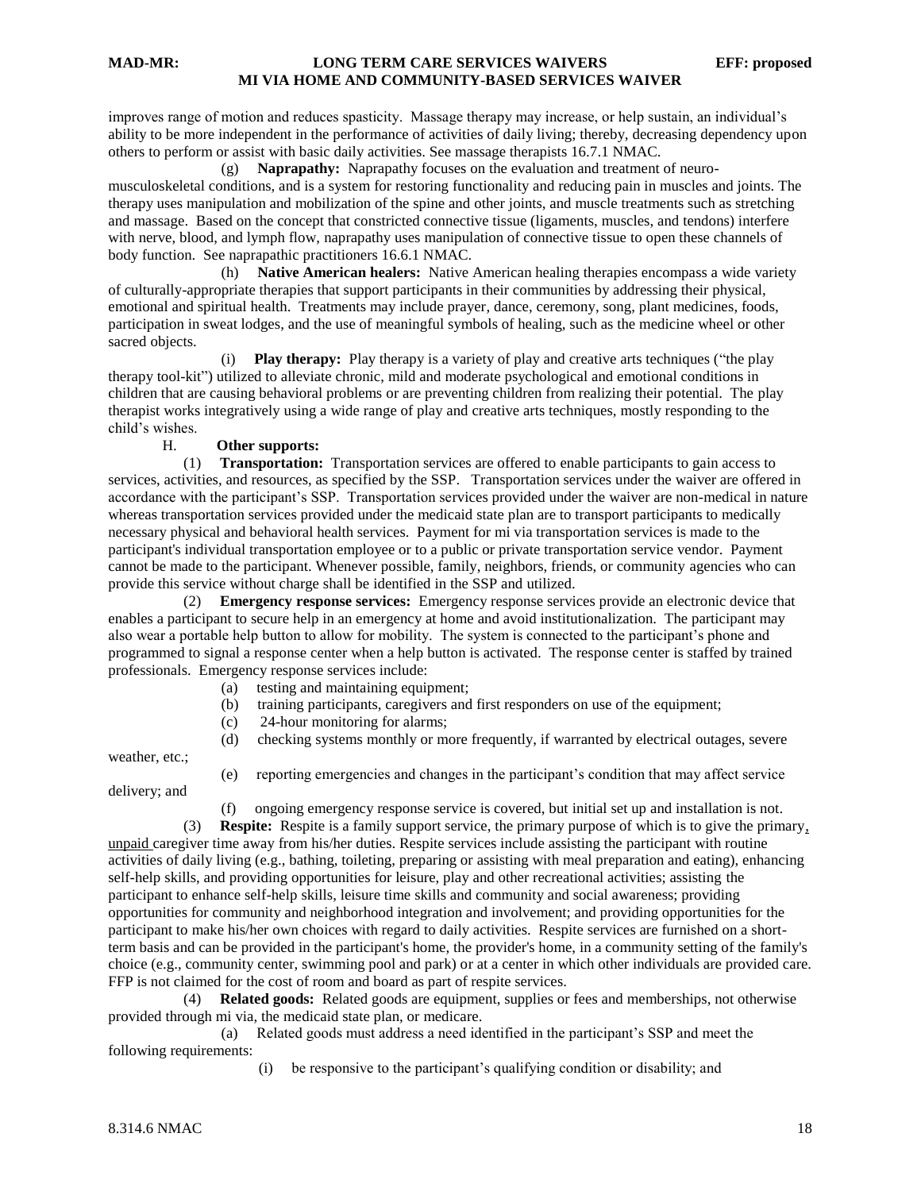improves range of motion and reduces spasticity. Massage therapy may increase, or help sustain, an individual's ability to be more independent in the performance of activities of daily living; thereby, decreasing dependency upon others to perform or assist with basic daily activities. See massage therapists 16.7.1 NMAC.

(g) **Naprapathy:** Naprapathy focuses on the evaluation and treatment of neuro-musculoskeletal conditions, and is a system for restoring functionality and reducing pain in muscles and joints. The therapy uses manipulation and mobilization of the spine and other joints, and muscle treatments such as stretching and massage. Based on the concept that constricted connective tissue (ligaments, muscles, and tendons) interfere with nerve, blood, and lymph flow, naprapathy uses manipulation of connective tissue to open these channels of body function. See naprapathic practitioners 16.6.1 NMAC.

(h) **Native American healers:** Native American healing therapies encompass a wide variety of culturally-appropriate therapies that support participants in their communities by addressing their physical, emotional and spiritual health. Treatments may include prayer, dance, ceremony, song, plant medicines, foods, participation in sweat lodges, and the use of meaningful symbols of healing, such as the medicine wheel or other sacred objects.

(i) **Play therapy:** Play therapy is a variety of play and creative arts techniques ("the play therapy tool-kit") utilized to alleviate chronic, mild and moderate psychological and emotional conditions in children that are causing behavioral problems or are preventing children from realizing their potential. The play therapist works integratively using a wide range of play and creative arts techniques, mostly responding to the child's wishes.

H. **Other supports:**

(1) **Transportation:** Transportation services are offered to enable participants to gain access to services, activities, and resources, as specified by the SSP. Transportation services under the waiver are offered in accordance with the participant's SSP. Transportation services provided under the waiver are non-medical in nature whereas transportation services provided under the medicaid state plan are to transport participants to medically necessary physical and behavioral health services. Payment for mi via transportation services is made to the participant's individual transportation employee or to a public or private transportation service vendor. Payment cannot be made to the participant. Whenever possible, family, neighbors, friends, or community agencies who can provide this service without charge shall be identified in the SSP and utilized.

(2) **Emergency response services:** Emergency response services provide an electronic device that enables a participant to secure help in an emergency at home and avoid institutionalization. The participant may also wear a portable help button to allow for mobility. The system is connected to the participant's phone and programmed to signal a response center when a help button is activated. The response center is staffed by trained professionals. Emergency response services include:

(a) testing and maintaining equipment;

(b) training participants, caregivers and first responders on use of the equipment;

(c) 24-hour monitoring for alarms;

(d) checking systems monthly or more frequently, if warranted by electrical outages, severe weather, etc.;

(e) reporting emergencies and changes in the participant's condition that may affect service delivery; and

(f) ongoing emergency response service is covered, but initial set up and installation is not.

(3) **Respite:** Respite is a family support service, the primary purpose of which is to give the primary, unpaid caregiver time away from his/her duties. Respite services include assisting the participant with routine activities of daily living (e.g., bathing, toileting, preparing or assisting with meal preparation and eating), enhancing self-help skills, and providing opportunities for leisure, play and other recreational activities; assisting the participant to enhance self-help skills, leisure time skills and community and social awareness; providing opportunities for community and neighborhood integration and involvement; and providing opportunities for the participant to make his/her own choices with regard to daily activities. Respite services are furnished on a short-term basis and can be provided in the participant's home, the provider's home, in a community setting of the family's choice (e.g., community center, swimming pool and park) or at a center in which other individuals are provided care. FFP is not claimed for the cost of room and board as part of respite services.

(4) **Related goods:** Related goods are equipment, supplies or fees and memberships, not otherwise provided through mi via, the medicaid state plan, or medicare.

(a) Related goods must address a need identified in the participant's SSP and meet the following requirements:

(i) be responsive to the participant's qualifying condition or disability; and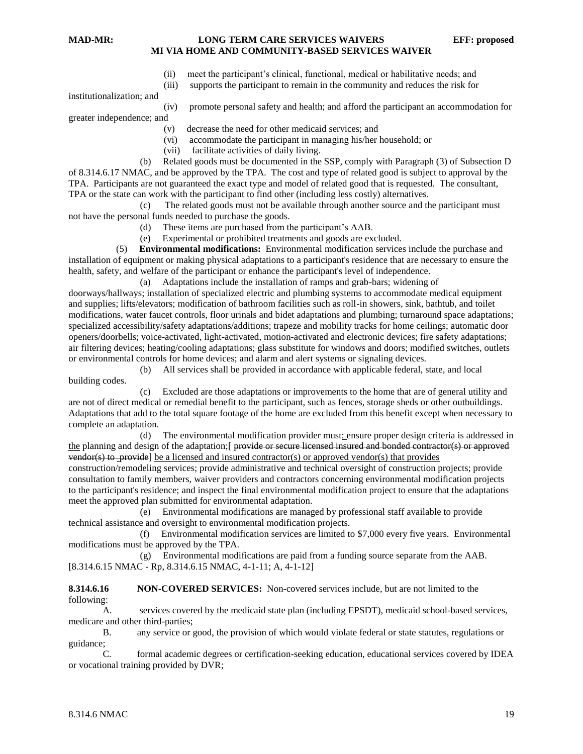(ii) meet the participant's clinical, functional, medical or habilitative needs; and

(iii) supports the participant to remain in the community and reduces the risk for institutionalization; and

(iv) promote personal safety and health; and afford the participant an accommodation for greater independence; and

(v) decrease the need for other medicaid services; and

(vi) accommodate the participant in managing his/her household; or

(vii) facilitate activities of daily living.

(b) Related goods must be documented in the SSP, comply with Paragraph (3) of Subsection D of 8.314.6.17 NMAC, and be approved by the TPA. The cost and type of related good is subject to approval by the TPA. Participants are not guaranteed the exact type and model of related good that is requested. The consultant, TPA or the state can work with the participant to find other (including less costly) alternatives.

(c) The related goods must not be available through another source and the participant must not have the personal funds needed to purchase the goods.

(d) These items are purchased from the participant's AAB.

(e) Experimental or prohibited treatments and goods are excluded.

(5) **Environmental modifications:** Environmental modification services include the purchase and installation of equipment or making physical adaptations to a participant's residence that are necessary to ensure the health, safety, and welfare of the participant or enhance the participant's level of independence.

(a) Adaptations include the installation of ramps and grab-bars; widening of doorways/hallways; installation of specialized electric and plumbing systems to accommodate medical equipment and supplies; lifts/elevators; modification of bathroom facilities such as roll-in showers, sink, bathtub, and toilet modifications, water faucet controls, floor urinals and bidet adaptations and plumbing; turnaround space adaptations; specialized accessibility/safety adaptations/additions; trapeze and mobility tracks for home ceilings; automatic door openers/doorbells; voice-activated, light-activated, motion-activated and electronic devices; fire safety adaptations; air filtering devices; heating/cooling adaptations; glass substitute for windows and doors; modified switches, outlets or environmental controls for home devices; and alarm and alert systems or signaling devices.

(b) All services shall be provided in accordance with applicable federal, state, and local building codes.

(c) Excluded are those adaptations or improvements to the home that are of general utility and are not of direct medical or remedial benefit to the participant, such as fences, storage sheds or other outbuildings. Adaptations that add to the total square footage of the home are excluded from this benefit except when necessary to complete an adaptation.

(d) The environmental modification provider must: ensure proper design criteria is addressed in the planning and design of the adaptation;[ ~~provide or secure licensed insured and bonded contractor(s) or approved vendor(s) to provide~~] be a licensed and insured contractor(s) or approved vendor(s) that provides construction/remodeling services; provide administrative and technical oversight of construction projects; provide consultation to family members, waiver providers and contractors concerning environmental modification projects to the participant's residence; and inspect the final environmental modification project to ensure that the adaptations meet the approved plan submitted for environmental adaptation.

(e) Environmental modifications are managed by professional staff available to provide technical assistance and oversight to environmental modification projects.

(f) Environmental modification services are limited to $7,000 every five years. Environmental modifications must be approved by the TPA.

(g) Environmental modifications are paid from a funding source separate from the AAB.

[8.314.6.15 NMAC - Rp, 8.314.6.15 NMAC, 4-1-11; A, 4-1-12]

**8.314.6.16 NON-COVERED SERVICES:** Non-covered services include, but are not limited to the following:

A. services covered by the medicaid state plan (including EPSDT), medicaid school-based services, medicare and other third-parties;

B. any service or good, the provision of which would violate federal or state statutes, regulations or guidance;

C. formal academic degrees or certification-seeking education, educational services covered by IDEA or vocational training provided by DVR;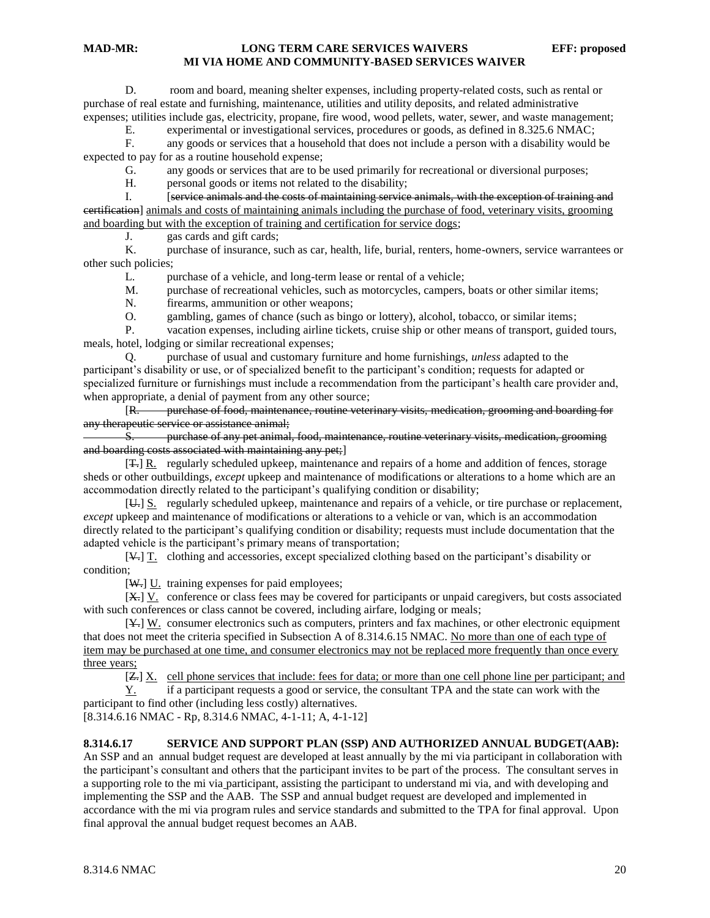D. room and board, meaning shelter expenses, including property-related costs, such as rental or purchase of real estate and furnishing, maintenance, utilities and utility deposits, and related administrative expenses; utilities include gas, electricity, propane, fire wood, wood pellets, water, sewer, and waste management;

E. experimental or investigational services, procedures or goods, as defined in 8.325.6 NMAC;

F. any goods or services that a household that does not include a person with a disability would be expected to pay for as a routine household expense;

G. any goods or services that are to be used primarily for recreational or diversional purposes;

H. personal goods or items not related to the disability;

I. [~~service animals and the costs of maintaining service animals, with the exception of training and certification~~] <u>animals and costs of maintaining animals including the purchase of food, veterinary visits, grooming and boarding but with the exception of training and certification for service dogs</u>;

J. gas cards and gift cards;

K. purchase of insurance, such as car, health, life, burial, renters, home-owners, service warrantees or other such policies;

L. purchase of a vehicle, and long-term lease or rental of a vehicle;

M. purchase of recreational vehicles, such as motorcycles, campers, boats or other similar items;

N. firearms, ammunition or other weapons;

O. gambling, games of chance (such as bingo or lottery), alcohol, tobacco, or similar items;

P. vacation expenses, including airline tickets, cruise ship or other means of transport, guided tours, meals, hotel, lodging or similar recreational expenses;

Q. purchase of usual and customary furniture and home furnishings, *unless* adapted to the participant's disability or use, or of specialized benefit to the participant's condition; requests for adapted or specialized furniture or furnishings must include a recommendation from the participant's health care provider and, when appropriate, a denial of payment from any other source;

[~~R. purchase of food, maintenance, routine veterinary visits, medication, grooming and boarding for any therapeutic service or assistance animal;~~

~~S. purchase of any pet animal, food, maintenance, routine veterinary visits, medication, grooming and boarding costs associated with maintaining any pet;~~]

[~~T.~~] <u>R.</u> regularly scheduled upkeep, maintenance and repairs of a home and addition of fences, storage sheds or other outbuildings, *except* upkeep and maintenance of modifications or alterations to a home which are an accommodation directly related to the participant's qualifying condition or disability;

[~~U.~~] <u>S.</u> regularly scheduled upkeep, maintenance and repairs of a vehicle, or tire purchase or replacement, *except* upkeep and maintenance of modifications or alterations to a vehicle or van, which is an accommodation directly related to the participant's qualifying condition or disability; requests must include documentation that the adapted vehicle is the participant's primary means of transportation;

[~~V.~~] <u>T.</u> clothing and accessories, except specialized clothing based on the participant's disability or condition;

[~~W.~~] <u>U.</u> training expenses for paid employees;

[~~X.~~] <u>V.</u> conference or class fees may be covered for participants or unpaid caregivers, but costs associated with such conferences or class cannot be covered, including airfare, lodging or meals;

[~~Y.~~] <u>W.</u> consumer electronics such as computers, printers and fax machines, or other electronic equipment that does not meet the criteria specified in Subsection A of 8.314.6.15 NMAC. <u>No more than one of each type of item may be purchased at one time, and consumer electronics may not be replaced more frequently than once every three years;</u>

[~~Z.~~] <u>X.</u> <u>cell phone services that include: fees for data; or more than one cell phone line per participant; and</u>

<u>Y.</u> if a participant requests a good or service, the consultant TPA and the state can work with the participant to find other (including less costly) alternatives.

[8.314.6.16 NMAC - Rp, 8.314.6 NMAC, 4-1-11; A, 4-1-12]

**8.314.6.17 SERVICE AND SUPPORT PLAN (SSP) AND AUTHORIZED ANNUAL BUDGET(AAB):** An SSP and an annual budget request are developed at least annually by the mi via participant in collaboration with the participant's consultant and others that the participant invites to be part of the process. The consultant serves in a supporting role to the mi via participant, assisting the participant to understand mi via, and with developing and implementing the SSP and the AAB. The SSP and annual budget request are developed and implemented in accordance with the mi via program rules and service standards and submitted to the TPA for final approval. Upon final approval the annual budget request becomes an AAB.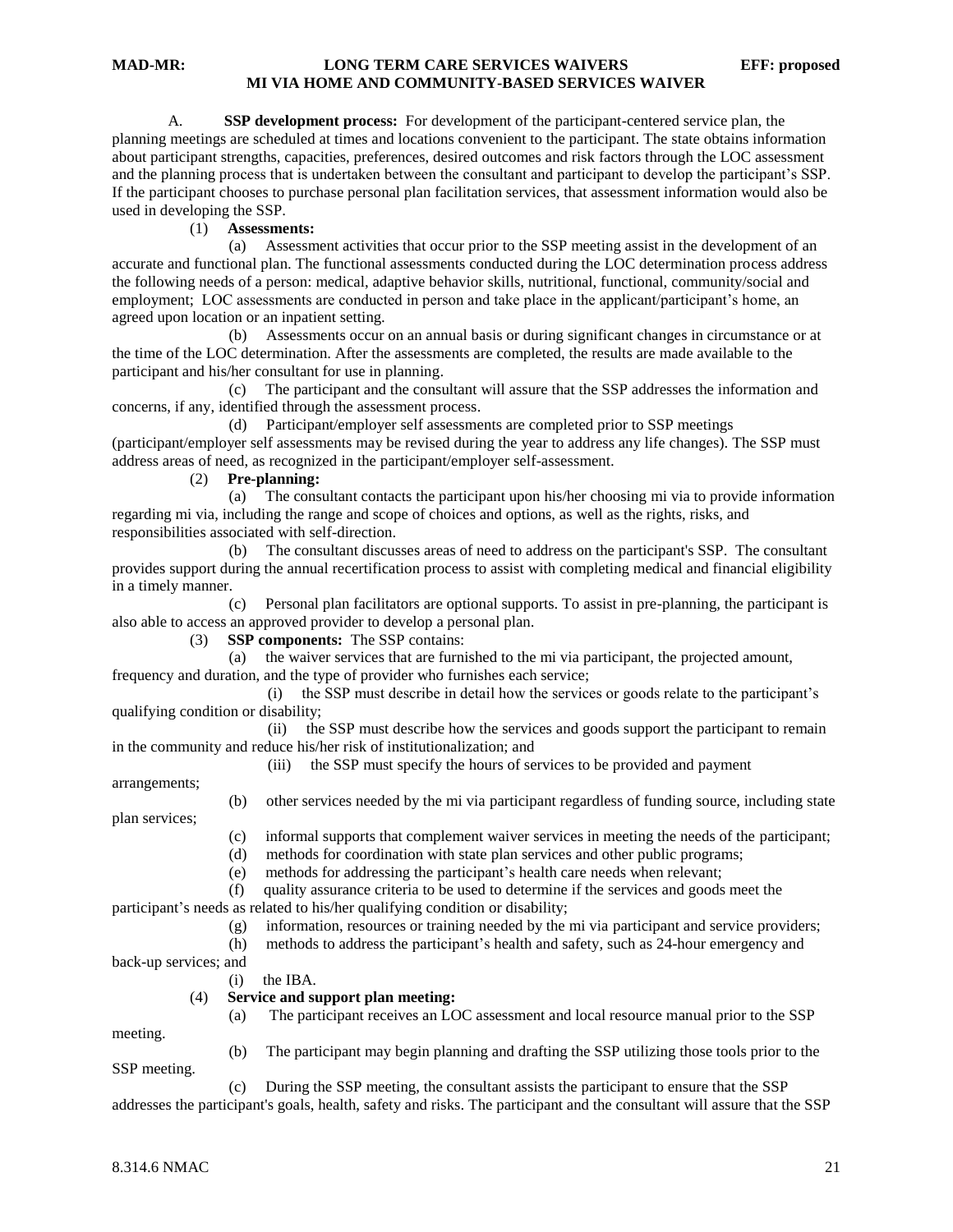A. **SSP development process:** For development of the participant-centered service plan, the planning meetings are scheduled at times and locations convenient to the participant. The state obtains information about participant strengths, capacities, preferences, desired outcomes and risk factors through the LOC assessment and the planning process that is undertaken between the consultant and participant to develop the participant's SSP. If the participant chooses to purchase personal plan facilitation services, that assessment information would also be used in developing the SSP.

(1) **Assessments:**

(a) Assessment activities that occur prior to the SSP meeting assist in the development of an accurate and functional plan. The functional assessments conducted during the LOC determination process address the following needs of a person: medical, adaptive behavior skills, nutritional, functional, community/social and employment; LOC assessments are conducted in person and take place in the applicant/participant's home, an agreed upon location or an inpatient setting.

(b) Assessments occur on an annual basis or during significant changes in circumstance or at the time of the LOC determination. After the assessments are completed, the results are made available to the participant and his/her consultant for use in planning.

(c) The participant and the consultant will assure that the SSP addresses the information and concerns, if any, identified through the assessment process.

(d) Participant/employer self assessments are completed prior to SSP meetings (participant/employer self assessments may be revised during the year to address any life changes). The SSP must address areas of need, as recognized in the participant/employer self-assessment.

(2) **Pre-planning:**

(a) The consultant contacts the participant upon his/her choosing mi via to provide information regarding mi via, including the range and scope of choices and options, as well as the rights, risks, and responsibilities associated with self-direction.

(b) The consultant discusses areas of need to address on the participant's SSP. The consultant provides support during the annual recertification process to assist with completing medical and financial eligibility in a timely manner.

(c) Personal plan facilitators are optional supports. To assist in pre-planning, the participant is also able to access an approved provider to develop a personal plan.

(3) **SSP components:** The SSP contains:

(a) the waiver services that are furnished to the mi via participant, the projected amount, frequency and duration, and the type of provider who furnishes each service;

(i) the SSP must describe in detail how the services or goods relate to the participant's qualifying condition or disability;

(ii) the SSP must describe how the services and goods support the participant to remain in the community and reduce his/her risk of institutionalization; and

(iii) the SSP must specify the hours of services to be provided and payment arrangements;

(b) other services needed by the mi via participant regardless of funding source, including state plan services;

(c) informal supports that complement waiver services in meeting the needs of the participant;

(d) methods for coordination with state plan services and other public programs;

(e) methods for addressing the participant's health care needs when relevant;

(f) quality assurance criteria to be used to determine if the services and goods meet the participant's needs as related to his/her qualifying condition or disability;

(g) information, resources or training needed by the mi via participant and service providers;

(h) methods to address the participant's health and safety, such as 24-hour emergency and back-up services; and

(i) the IBA.

(4) **Service and support plan meeting:**

(a) The participant receives an LOC assessment and local resource manual prior to the SSP meeting.

(b) The participant may begin planning and drafting the SSP utilizing those tools prior to the SSP meeting.

(c) During the SSP meeting, the consultant assists the participant to ensure that the SSP addresses the participant's goals, health, safety and risks. The participant and the consultant will assure that the SSP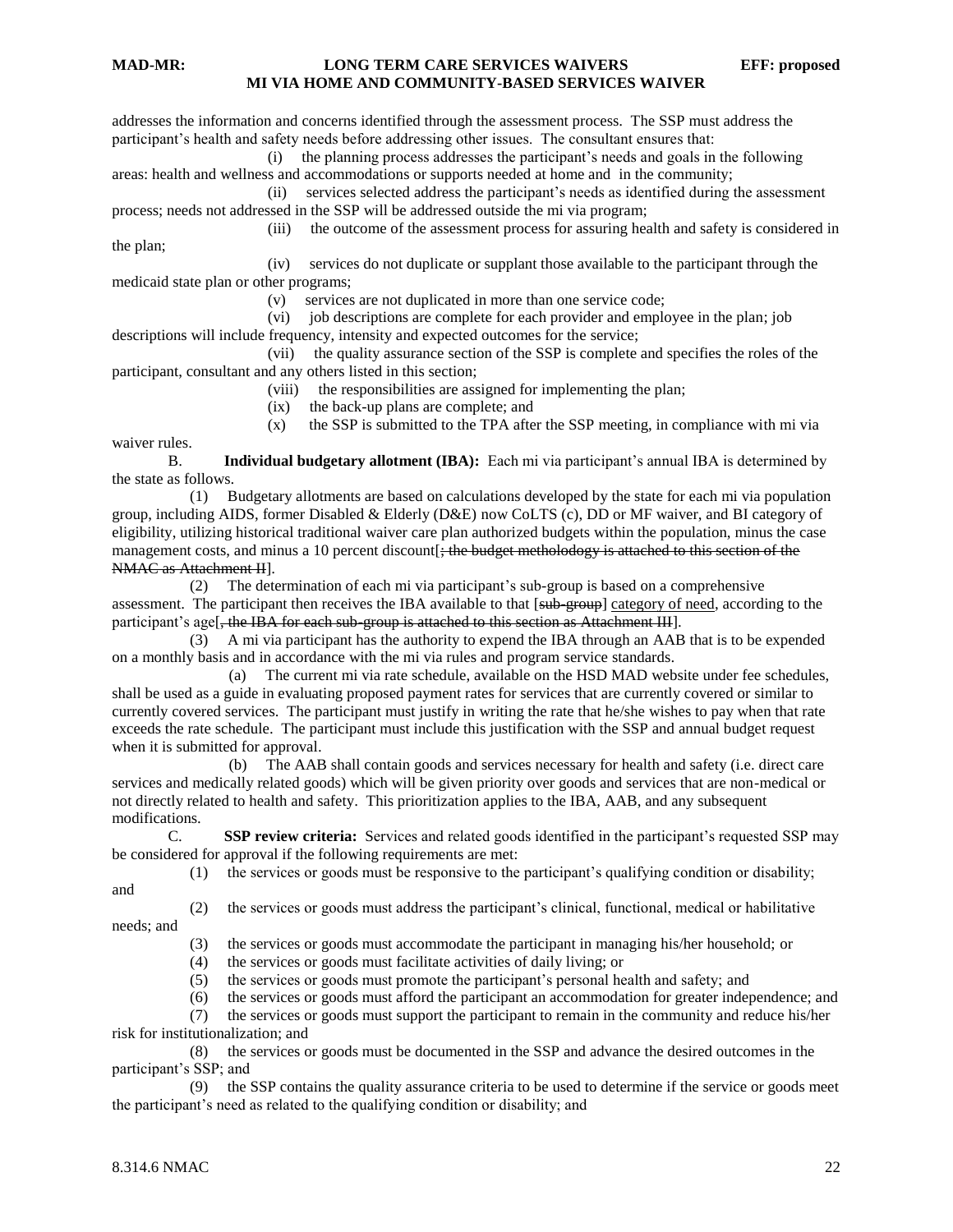addresses the information and concerns identified through the assessment process. The SSP must address the participant's health and safety needs before addressing other issues. The consultant ensures that:

(i) the planning process addresses the participant's needs and goals in the following areas: health and wellness and accommodations or supports needed at home and in the community;

(ii) services selected address the participant's needs as identified during the assessment process; needs not addressed in the SSP will be addressed outside the mi via program;

(iii) the outcome of the assessment process for assuring health and safety is considered in the plan;

(iv) services do not duplicate or supplant those available to the participant through the medicaid state plan or other programs;

(v) services are not duplicated in more than one service code;

(vi) job descriptions are complete for each provider and employee in the plan; job descriptions will include frequency, intensity and expected outcomes for the service;

(vii) the quality assurance section of the SSP is complete and specifies the roles of the participant, consultant and any others listed in this section;

(viii) the responsibilities are assigned for implementing the plan;

(ix) the back-up plans are complete; and

(x) the SSP is submitted to the TPA after the SSP meeting, in compliance with mi via waiver rules.

B. **Individual budgetary allotment (IBA):** Each mi via participant's annual IBA is determined by the state as follows.

(1) Budgetary allotments are based on calculations developed by the state for each mi via population group, including AIDS, former Disabled & Elderly (D&E) now CoLTS (c), DD or MF waiver, and BI category of eligibility, utilizing historical traditional waiver care plan authorized budgets within the population, minus the case management costs, and minus a 10 percent discount[~~; the budget methodology is attached to this section of the NMAC as Attachment II~~].

(2) The determination of each mi via participant's sub-group is based on a comprehensive assessment. The participant then receives the IBA available to that [~~sub-group~~] category of need, according to the participant's age[~~, the IBA for each sub-group is attached to this section as Attachment III~~].

(3) A mi via participant has the authority to expend the IBA through an AAB that is to be expended on a monthly basis and in accordance with the mi via rules and program service standards.

(a) The current mi via rate schedule, available on the HSD MAD website under fee schedules, shall be used as a guide in evaluating proposed payment rates for services that are currently covered or similar to currently covered services. The participant must justify in writing the rate that he/she wishes to pay when that rate exceeds the rate schedule. The participant must include this justification with the SSP and annual budget request when it is submitted for approval.

(b) The AAB shall contain goods and services necessary for health and safety (i.e. direct care services and medically related goods) which will be given priority over goods and services that are non-medical or not directly related to health and safety. This prioritization applies to the IBA, AAB, and any subsequent modifications.

C. **SSP review criteria:** Services and related goods identified in the participant's requested SSP may be considered for approval if the following requirements are met:

(1) the services or goods must be responsive to the participant's qualifying condition or disability; and

(2) the services or goods must address the participant's clinical, functional, medical or habilitative needs; and

(3) the services or goods must accommodate the participant in managing his/her household; or

(4) the services or goods must facilitate activities of daily living; or

(5) the services or goods must promote the participant's personal health and safety; and

(6) the services or goods must afford the participant an accommodation for greater independence; and

(7) the services or goods must support the participant to remain in the community and reduce his/her risk for institutionalization; and

(8) the services or goods must be documented in the SSP and advance the desired outcomes in the participant's SSP; and

(9) the SSP contains the quality assurance criteria to be used to determine if the service or goods meet the participant's need as related to the qualifying condition or disability; and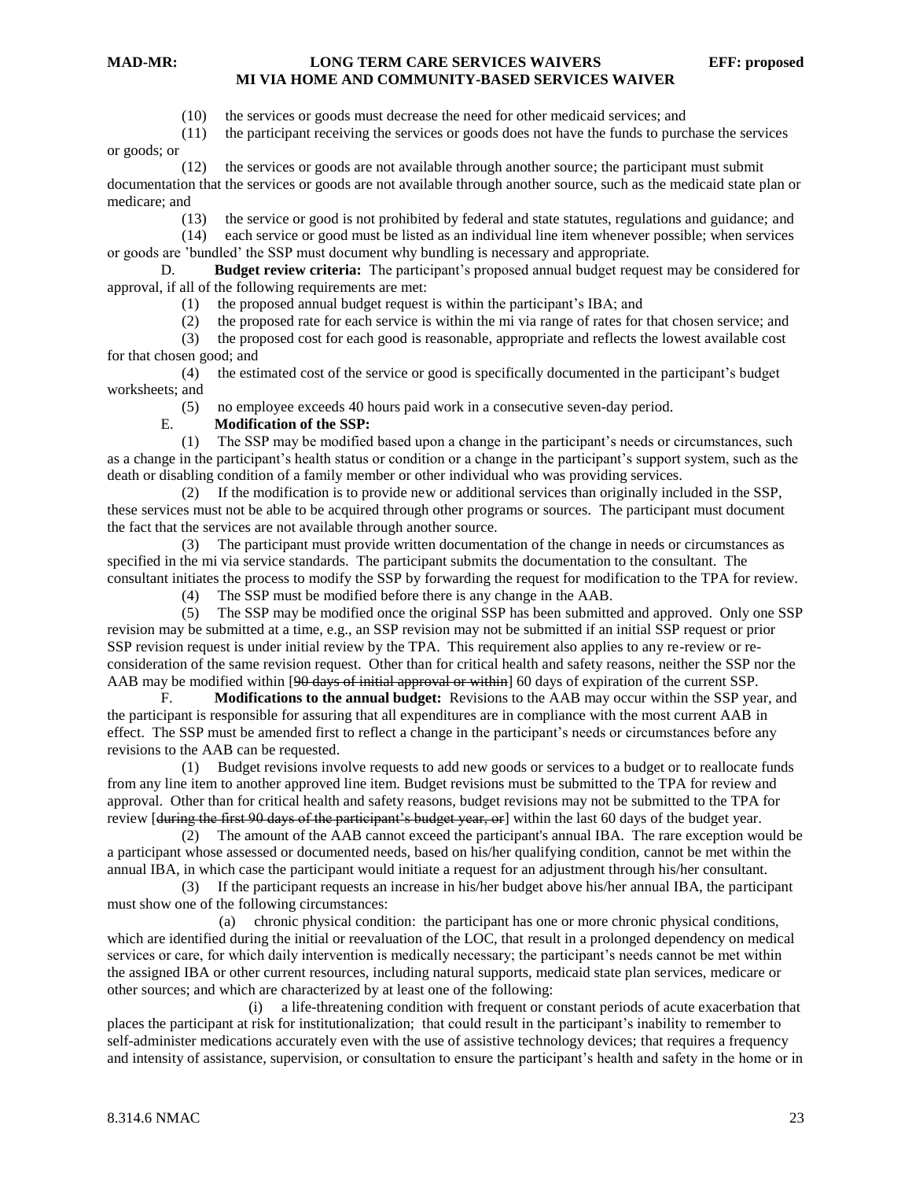(10) the services or goods must decrease the need for other medicaid services; and

(11) the participant receiving the services or goods does not have the funds to purchase the services or goods; or

(12) the services or goods are not available through another source; the participant must submit documentation that the services or goods are not available through another source, such as the medicaid state plan or medicare; and

(13) the service or good is not prohibited by federal and state statutes, regulations and guidance; and

(14) each service or good must be listed as an individual line item whenever possible; when services or goods are 'bundled' the SSP must document why bundling is necessary and appropriate.

D. **Budget review criteria:** The participant's proposed annual budget request may be considered for approval, if all of the following requirements are met:

(1) the proposed annual budget request is within the participant's IBA; and

(2) the proposed rate for each service is within the mi via range of rates for that chosen service; and

(3) the proposed cost for each good is reasonable, appropriate and reflects the lowest available cost for that chosen good; and

(4) the estimated cost of the service or good is specifically documented in the participant's budget worksheets; and

(5) no employee exceeds 40 hours paid work in a consecutive seven-day period.

E. **Modification of the SSP:**

(1) The SSP may be modified based upon a change in the participant's needs or circumstances, such as a change in the participant's health status or condition or a change in the participant's support system, such as the death or disabling condition of a family member or other individual who was providing services.

(2) If the modification is to provide new or additional services than originally included in the SSP, these services must not be able to be acquired through other programs or sources. The participant must document the fact that the services are not available through another source.

(3) The participant must provide written documentation of the change in needs or circumstances as specified in the mi via service standards. The participant submits the documentation to the consultant. The consultant initiates the process to modify the SSP by forwarding the request for modification to the TPA for review.

(4) The SSP must be modified before there is any change in the AAB.

(5) The SSP may be modified once the original SSP has been submitted and approved. Only one SSP revision may be submitted at a time, e.g., an SSP revision may not be submitted if an initial SSP request or prior SSP revision request is under initial review by the TPA. This requirement also applies to any re-review or re-consideration of the same revision request. Other than for critical health and safety reasons, neither the SSP nor the AAB may be modified within [~~90 days of initial approval or within~~] 60 days of expiration of the current SSP.

F. **Modifications to the annual budget:** Revisions to the AAB may occur within the SSP year, and the participant is responsible for assuring that all expenditures are in compliance with the most current AAB in effect. The SSP must be amended first to reflect a change in the participant's needs or circumstances before any revisions to the AAB can be requested.

(1) Budget revisions involve requests to add new goods or services to a budget or to reallocate funds from any line item to another approved line item. Budget revisions must be submitted to the TPA for review and approval. Other than for critical health and safety reasons, budget revisions may not be submitted to the TPA for review [~~during the first 90 days of the participant's budget year, or~~] within the last 60 days of the budget year.

(2) The amount of the AAB cannot exceed the participant's annual IBA. The rare exception would be a participant whose assessed or documented needs, based on his/her qualifying condition, cannot be met within the annual IBA, in which case the participant would initiate a request for an adjustment through his/her consultant.

(3) If the participant requests an increase in his/her budget above his/her annual IBA, the participant must show one of the following circumstances:

(a) chronic physical condition: the participant has one or more chronic physical conditions, which are identified during the initial or reevaluation of the LOC, that result in a prolonged dependency on medical services or care, for which daily intervention is medically necessary; the participant's needs cannot be met within the assigned IBA or other current resources, including natural supports, medicaid state plan services, medicare or other sources; and which are characterized by at least one of the following:

(i) a life-threatening condition with frequent or constant periods of acute exacerbation that places the participant at risk for institutionalization; that could result in the participant's inability to remember to self-administer medications accurately even with the use of assistive technology devices; that requires a frequency and intensity of assistance, supervision, or consultation to ensure the participant's health and safety in the home or in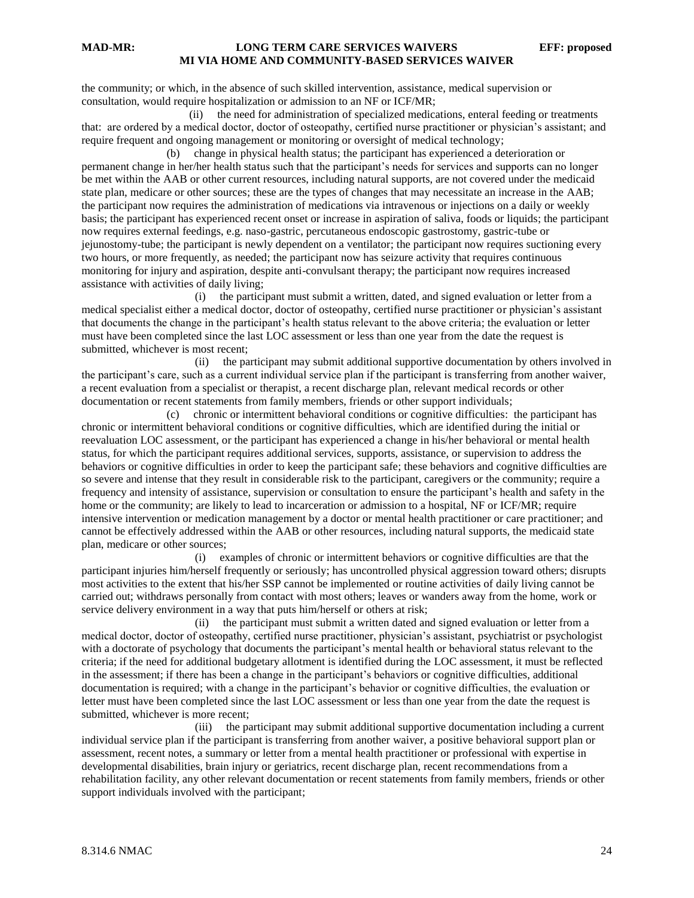the community; or which, in the absence of such skilled intervention, assistance, medical supervision or consultation, would require hospitalization or admission to an NF or ICF/MR;

(ii) the need for administration of specialized medications, enteral feeding or treatments that: are ordered by a medical doctor, doctor of osteopathy, certified nurse practitioner or physician's assistant; and require frequent and ongoing management or monitoring or oversight of medical technology;

(b) change in physical health status; the participant has experienced a deterioration or permanent change in her/her health status such that the participant's needs for services and supports can no longer be met within the AAB or other current resources, including natural supports, are not covered under the medicaid state plan, medicare or other sources; these are the types of changes that may necessitate an increase in the AAB; the participant now requires the administration of medications via intravenous or injections on a daily or weekly basis; the participant has experienced recent onset or increase in aspiration of saliva, foods or liquids; the participant now requires external feedings, e.g. naso-gastric, percutaneous endoscopic gastrostomy, gastric-tube or jejunostomy-tube; the participant is newly dependent on a ventilator; the participant now requires suctioning every two hours, or more frequently, as needed; the participant now has seizure activity that requires continuous monitoring for injury and aspiration, despite anti-convulsant therapy; the participant now requires increased assistance with activities of daily living;

(i) the participant must submit a written, dated, and signed evaluation or letter from a medical specialist either a medical doctor, doctor of osteopathy, certified nurse practitioner or physician's assistant that documents the change in the participant's health status relevant to the above criteria; the evaluation or letter must have been completed since the last LOC assessment or less than one year from the date the request is submitted, whichever is most recent;

(ii) the participant may submit additional supportive documentation by others involved in the participant's care, such as a current individual service plan if the participant is transferring from another waiver, a recent evaluation from a specialist or therapist, a recent discharge plan, relevant medical records or other documentation or recent statements from family members, friends or other support individuals;

(c) chronic or intermittent behavioral conditions or cognitive difficulties: the participant has chronic or intermittent behavioral conditions or cognitive difficulties, which are identified during the initial or reevaluation LOC assessment, or the participant has experienced a change in his/her behavioral or mental health status, for which the participant requires additional services, supports, assistance, or supervision to address the behaviors or cognitive difficulties in order to keep the participant safe; these behaviors and cognitive difficulties are so severe and intense that they result in considerable risk to the participant, caregivers or the community; require a frequency and intensity of assistance, supervision or consultation to ensure the participant's health and safety in the home or the community; are likely to lead to incarceration or admission to a hospital, NF or ICF/MR; require intensive intervention or medication management by a doctor or mental health practitioner or care practitioner; and cannot be effectively addressed within the AAB or other resources, including natural supports, the medicaid state plan, medicare or other sources;

(i) examples of chronic or intermittent behaviors or cognitive difficulties are that the participant injuries him/herself frequently or seriously; has uncontrolled physical aggression toward others; disrupts most activities to the extent that his/her SSP cannot be implemented or routine activities of daily living cannot be carried out; withdraws personally from contact with most others; leaves or wanders away from the home, work or service delivery environment in a way that puts him/herself or others at risk;

(ii) the participant must submit a written dated and signed evaluation or letter from a medical doctor, doctor of osteopathy, certified nurse practitioner, physician's assistant, psychiatrist or psychologist with a doctorate of psychology that documents the participant's mental health or behavioral status relevant to the criteria; if the need for additional budgetary allotment is identified during the LOC assessment, it must be reflected in the assessment; if there has been a change in the participant's behaviors or cognitive difficulties, additional documentation is required; with a change in the participant's behavior or cognitive difficulties, the evaluation or letter must have been completed since the last LOC assessment or less than one year from the date the request is submitted, whichever is more recent;

(iii) the participant may submit additional supportive documentation including a current individual service plan if the participant is transferring from another waiver, a positive behavioral support plan or assessment, recent notes, a summary or letter from a mental health practitioner or professional with expertise in developmental disabilities, brain injury or geriatrics, recent discharge plan, recent recommendations from a rehabilitation facility, any other relevant documentation or recent statements from family members, friends or other support individuals involved with the participant;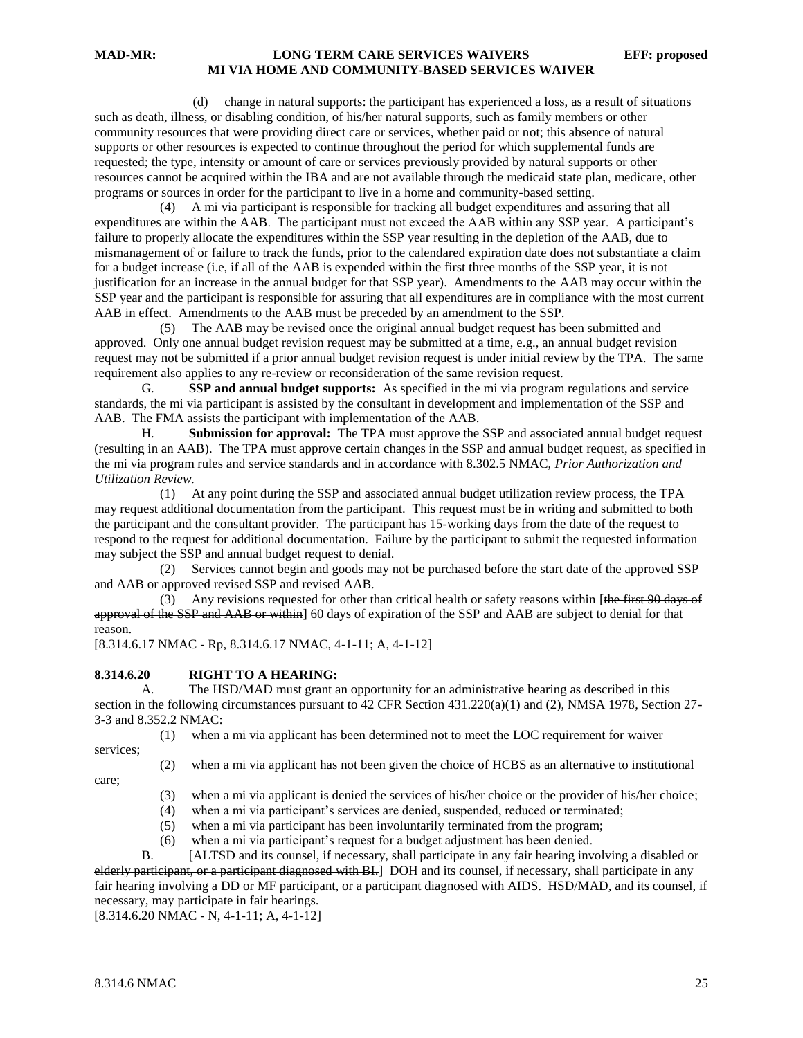(d) change in natural supports: the participant has experienced a loss, as a result of situations such as death, illness, or disabling condition, of his/her natural supports, such as family members or other community resources that were providing direct care or services, whether paid or not; this absence of natural supports or other resources is expected to continue throughout the period for which supplemental funds are requested; the type, intensity or amount of care or services previously provided by natural supports or other resources cannot be acquired within the IBA and are not available through the medicaid state plan, medicare, other programs or sources in order for the participant to live in a home and community-based setting.

(4) A mi via participant is responsible for tracking all budget expenditures and assuring that all expenditures are within the AAB. The participant must not exceed the AAB within any SSP year. A participant's failure to properly allocate the expenditures within the SSP year resulting in the depletion of the AAB, due to mismanagement of or failure to track the funds, prior to the calendared expiration date does not substantiate a claim for a budget increase (i.e, if all of the AAB is expended within the first three months of the SSP year, it is not justification for an increase in the annual budget for that SSP year). Amendments to the AAB may occur within the SSP year and the participant is responsible for assuring that all expenditures are in compliance with the most current AAB in effect. Amendments to the AAB must be preceded by an amendment to the SSP.

(5) The AAB may be revised once the original annual budget request has been submitted and approved. Only one annual budget revision request may be submitted at a time, e.g., an annual budget revision request may not be submitted if a prior annual budget revision request is under initial review by the TPA. The same requirement also applies to any re-review or reconsideration of the same revision request.

G. **SSP and annual budget supports:** As specified in the mi via program regulations and service standards, the mi via participant is assisted by the consultant in development and implementation of the SSP and AAB. The FMA assists the participant with implementation of the AAB.

H. **Submission for approval:** The TPA must approve the SSP and associated annual budget request (resulting in an AAB). The TPA must approve certain changes in the SSP and annual budget request, as specified in the mi via program rules and service standards and in accordance with 8.302.5 NMAC, *Prior Authorization and Utilization Review*.

(1) At any point during the SSP and associated annual budget utilization review process, the TPA may request additional documentation from the participant. This request must be in writing and submitted to both the participant and the consultant provider. The participant has 15-working days from the date of the request to respond to the request for additional documentation. Failure by the participant to submit the requested information may subject the SSP and annual budget request to denial.

(2) Services cannot begin and goods may not be purchased before the start date of the approved SSP and AAB or approved revised SSP and revised AAB.

(3) Any revisions requested for other than critical health or safety reasons within [~~the first 90 days of approval of the SSP and AAB or within~~] 60 days of expiration of the SSP and AAB are subject to denial for that reason.

[8.314.6.17 NMAC - Rp, 8.314.6.17 NMAC, 4-1-11; A, 4-1-12]

**8.314.6.20 RIGHT TO A HEARING:**

A. The HSD/MAD must grant an opportunity for an administrative hearing as described in this section in the following circumstances pursuant to 42 CFR Section 431.220(a)(1) and (2), NMSA 1978, Section 27-3-3 and 8.352.2 NMAC:

(1) when a mi via applicant has been determined not to meet the LOC requirement for waiver services;

(2) when a mi via applicant has not been given the choice of HCBS as an alternative to institutional care;

(3) when a mi via applicant is denied the services of his/her choice or the provider of his/her choice;

(4) when a mi via participant's services are denied, suspended, reduced or terminated;

(5) when a mi via participant has been involuntarily terminated from the program;

(6) when a mi via participant's request for a budget adjustment has been denied.

B. [~~ALTSD and its counsel, if necessary, shall participate in any fair hearing involving a disabled or elderly participant, or a participant diagnosed with BI.~~] DOH and its counsel, if necessary, shall participate in any fair hearing involving a DD or MF participant, or a participant diagnosed with AIDS. HSD/MAD, and its counsel, if necessary, may participate in fair hearings.

[8.314.6.20 NMAC - N, 4-1-11; A, 4-1-12]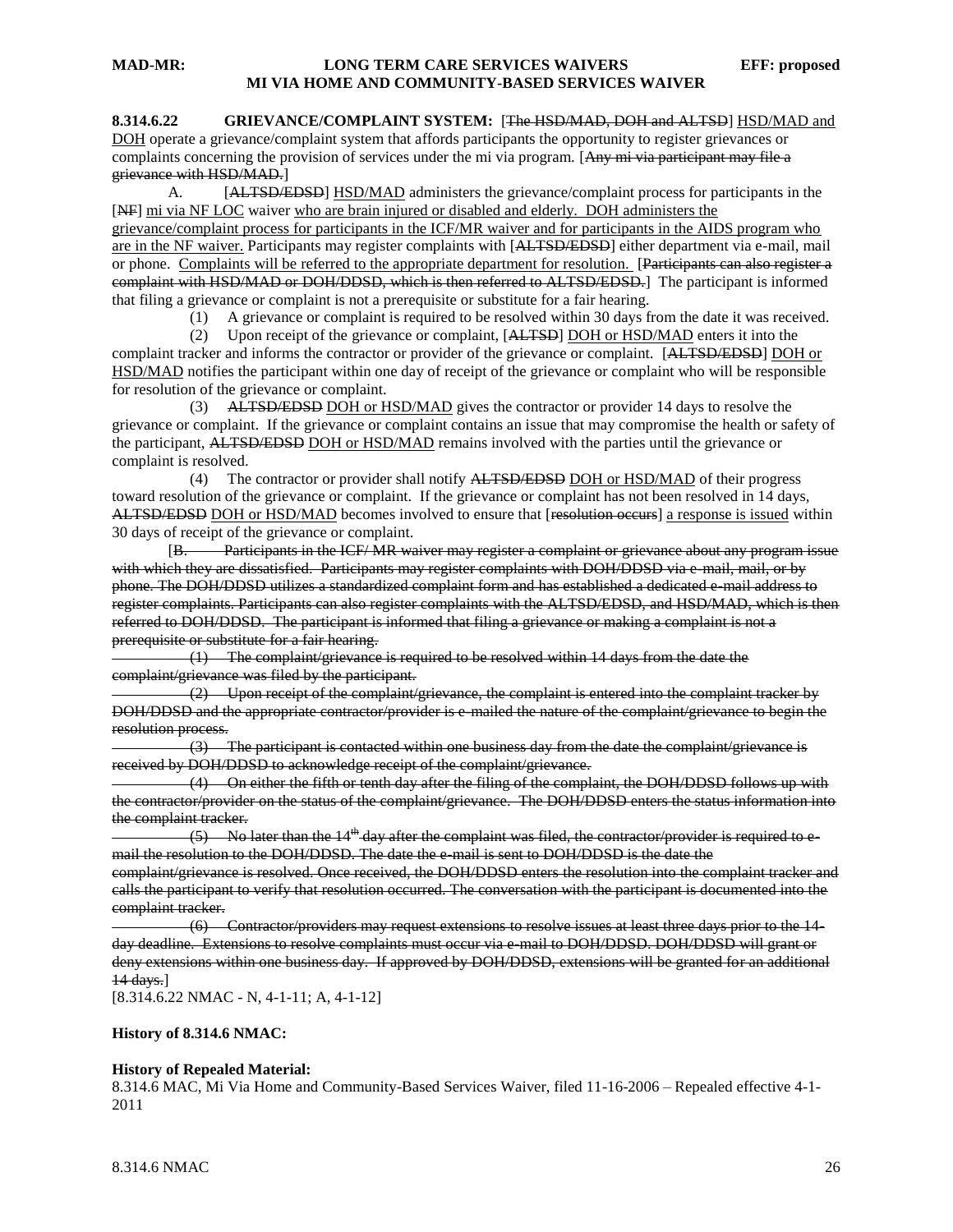**8.314.6.22 GRIEVANCE/COMPLAINT SYSTEM:** [~~The HSD/MAD, DOH and ALTSD~~] HSD/MAD and DOH operate a grievance/complaint system that affords participants the opportunity to register grievances or complaints concerning the provision of services under the mi via program. [~~Any mi via participant may file a grievance with HSD/MAD.~~]

A. [~~ALTSD/EDSD~~] HSD/MAD administers the grievance/complaint process for participants in the [~~NF~~] mi via NF LOC waiver who are brain injured or disabled and elderly. DOH administers the grievance/complaint process for participants in the ICF/MR waiver and for participants in the AIDS program who are in the NF waiver. Participants may register complaints with [~~ALTSD/EDSD~~] either department via e-mail, mail or phone. Complaints will be referred to the appropriate department for resolution. [~~Participants can also register a complaint with HSD/MAD or DOH/DDSD, which is then referred to ALTSD/EDSD.~~] The participant is informed that filing a grievance or complaint is not a prerequisite or substitute for a fair hearing.

(1) A grievance or complaint is required to be resolved within 30 days from the date it was received.

(2) Upon receipt of the grievance or complaint, [~~ALTSD~~] DOH or HSD/MAD enters it into the complaint tracker and informs the contractor or provider of the grievance or complaint. [~~ALTSD/EDSD~~] DOH or HSD/MAD notifies the participant within one day of receipt of the grievance or complaint who will be responsible for resolution of the grievance or complaint.

(3) ~~ALTSD/EDSD~~ DOH or HSD/MAD gives the contractor or provider 14 days to resolve the grievance or complaint. If the grievance or complaint contains an issue that may compromise the health or safety of the participant, ~~ALTSD/EDSD~~ DOH or HSD/MAD remains involved with the parties until the grievance or complaint is resolved.

(4) The contractor or provider shall notify ~~ALTSD/EDSD~~ DOH or HSD/MAD of their progress toward resolution of the grievance or complaint. If the grievance or complaint has not been resolved in 14 days, ~~ALTSD/EDSD~~ DOH or HSD/MAD becomes involved to ensure that [~~resolution occurs~~] a response is issued within 30 days of receipt of the grievance or complaint.

[~~B. Participants in the ICF/ MR waiver may register a complaint or grievance about any program issue with which they are dissatisfied. Participants may register complaints with DOH/DDSD via e-mail, mail, or by phone. The DOH/DDSD utilizes a standardized complaint form and has established a dedicated e-mail address to register complaints. Participants can also register complaints with the ALTSD/EDSD, and HSD/MAD, which is then referred to DOH/DDSD. The participant is informed that filing a grievance or making a complaint is not a prerequisite or substitute for a fair hearing.~~

~~(1) The complaint/grievance is required to be resolved within 14 days from the date the complaint/grievance was filed by the participant.~~

~~(2) Upon receipt of the complaint/grievance, the complaint is entered into the complaint tracker by DOH/DDSD and the appropriate contractor/provider is e-mailed the nature of the complaint/grievance to begin the resolution process.~~

~~(3) The participant is contacted within one business day from the date the complaint/grievance is received by DOH/DDSD to acknowledge receipt of the complaint/grievance.~~

~~(4) On either the fifth or tenth day after the filing of the complaint, the DOH/DDSD follows up with the contractor/provider on the status of the complaint/grievance. The DOH/DDSD enters the status information into the complaint tracker.~~

~~(5) No later than the 14th day after the complaint was filed, the contractor/provider is required to e-mail the resolution to the DOH/DDSD. The date the e-mail is sent to DOH/DDSD is the date the complaint/grievance is resolved. Once received, the DOH/DDSD enters the resolution into the complaint tracker and calls the participant to verify that resolution occurred. The conversation with the participant is documented into the complaint tracker.~~

~~(6) Contractor/providers may request extensions to resolve issues at least three days prior to the 14-day deadline. Extensions to resolve complaints must occur via e-mail to DOH/DDSD. DOH/DDSD will grant or deny extensions within one business day. If approved by DOH/DDSD, extensions will be granted for an additional 14 days.~~]

[8.314.6.22 NMAC - N, 4-1-11; A, 4-1-12]

**History of 8.314.6 NMAC:**

**History of Repealed Material:**

8.314.6 MAC, Mi Via Home and Community-Based Services Waiver, filed 11-16-2006 – Repealed effective 4-1-2011